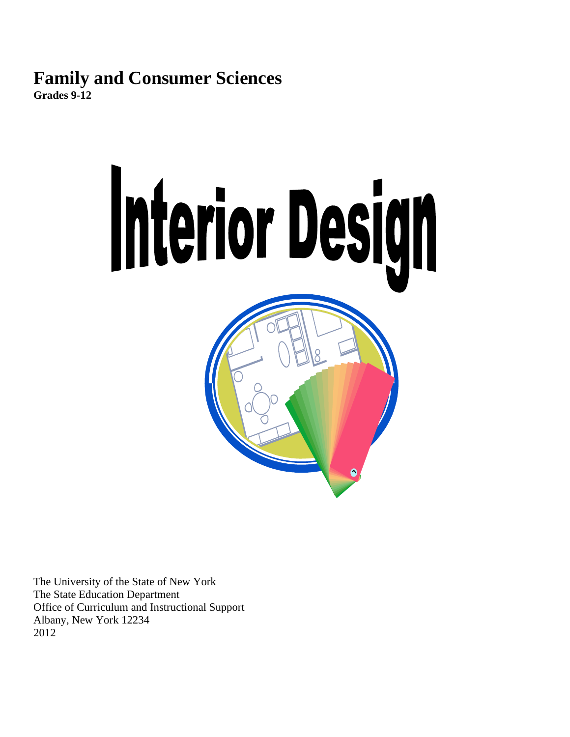# Family and Consumer Sciences

**Grades 9-12**

# Interior Design

The University of the State of New York
The State Education Department
Office of Curriculum and Instructional Support
Albany, New York 12234
2012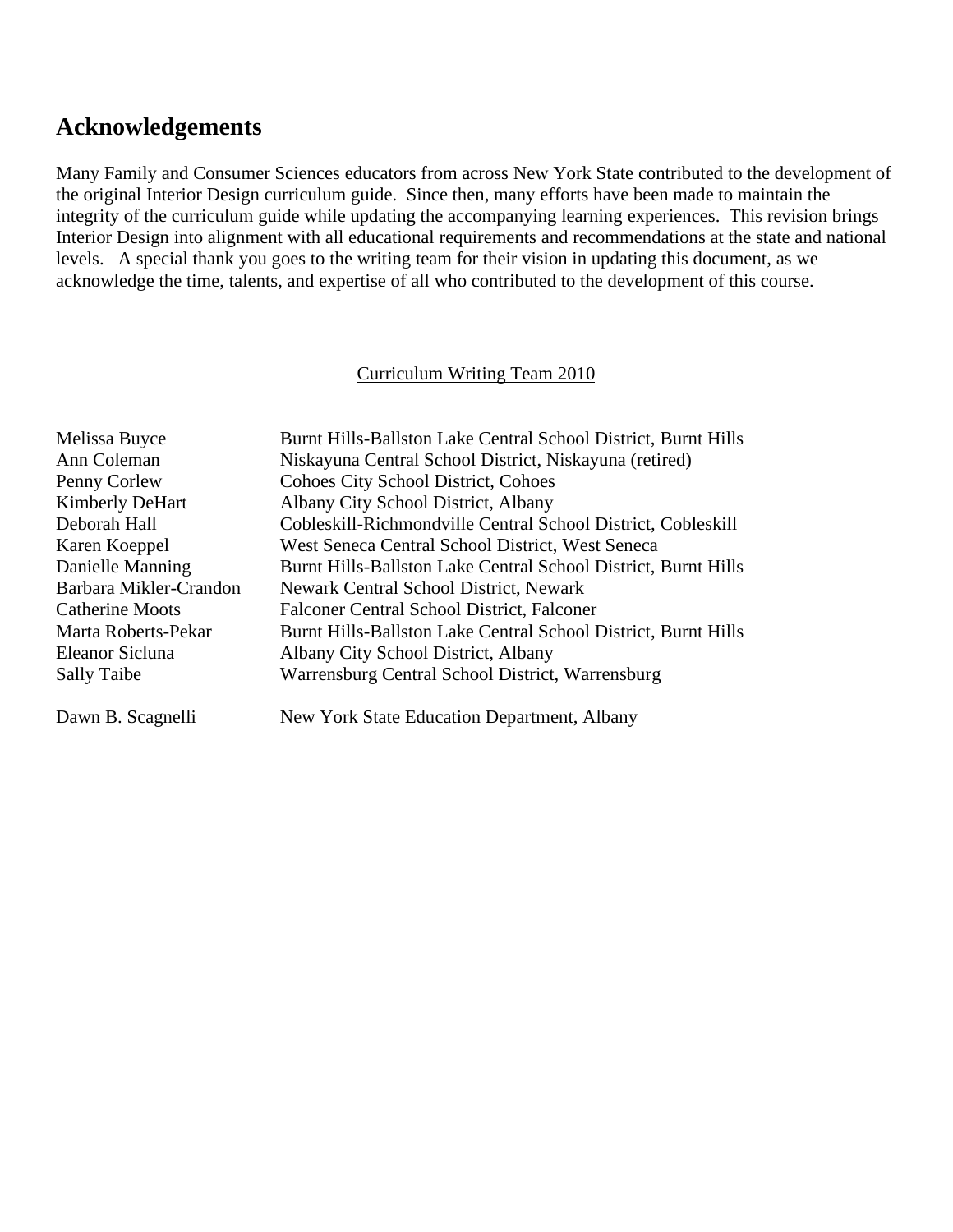## Acknowledgements

Many Family and Consumer Sciences educators from across New York State contributed to the development of the original Interior Design curriculum guide. Since then, many efforts have been made to maintain the integrity of the curriculum guide while updating the accompanying learning experiences. This revision brings Interior Design into alignment with all educational requirements and recommendations at the state and national levels. A special thank you goes to the writing team for their vision in updating this document, as we acknowledge the time, talents, and expertise of all who contributed to the development of this course.

<u>Curriculum Writing Team 2010</u>

| | |
|---|---|
| Melissa Buyce | Burnt Hills-Ballston Lake Central School District, Burnt Hills |
| Ann Coleman | Niskayuna Central School District, Niskayuna (retired) |
| Penny Corlew | Cohoes City School District, Cohoes |
| Kimberly DeHart | Albany City School District, Albany |
| Deborah Hall | Cobleskill-Richmondville Central School District, Cobleskill |
| Karen Koeppel | West Seneca Central School District, West Seneca |
| Danielle Manning | Burnt Hills-Ballston Lake Central School District, Burnt Hills |
| Barbara Mikler-Crandon | Newark Central School District, Newark |
| Catherine Moots | Falconer Central School District, Falconer |
| Marta Roberts-Pekar | Burnt Hills-Ballston Lake Central School District, Burnt Hills |
| Eleanor Sicluna | Albany City School District, Albany |
| Sally Taibe | Warrensburg Central School District, Warrensburg |
| | |
| Dawn B. Scagnelli | New York State Education Department, Albany |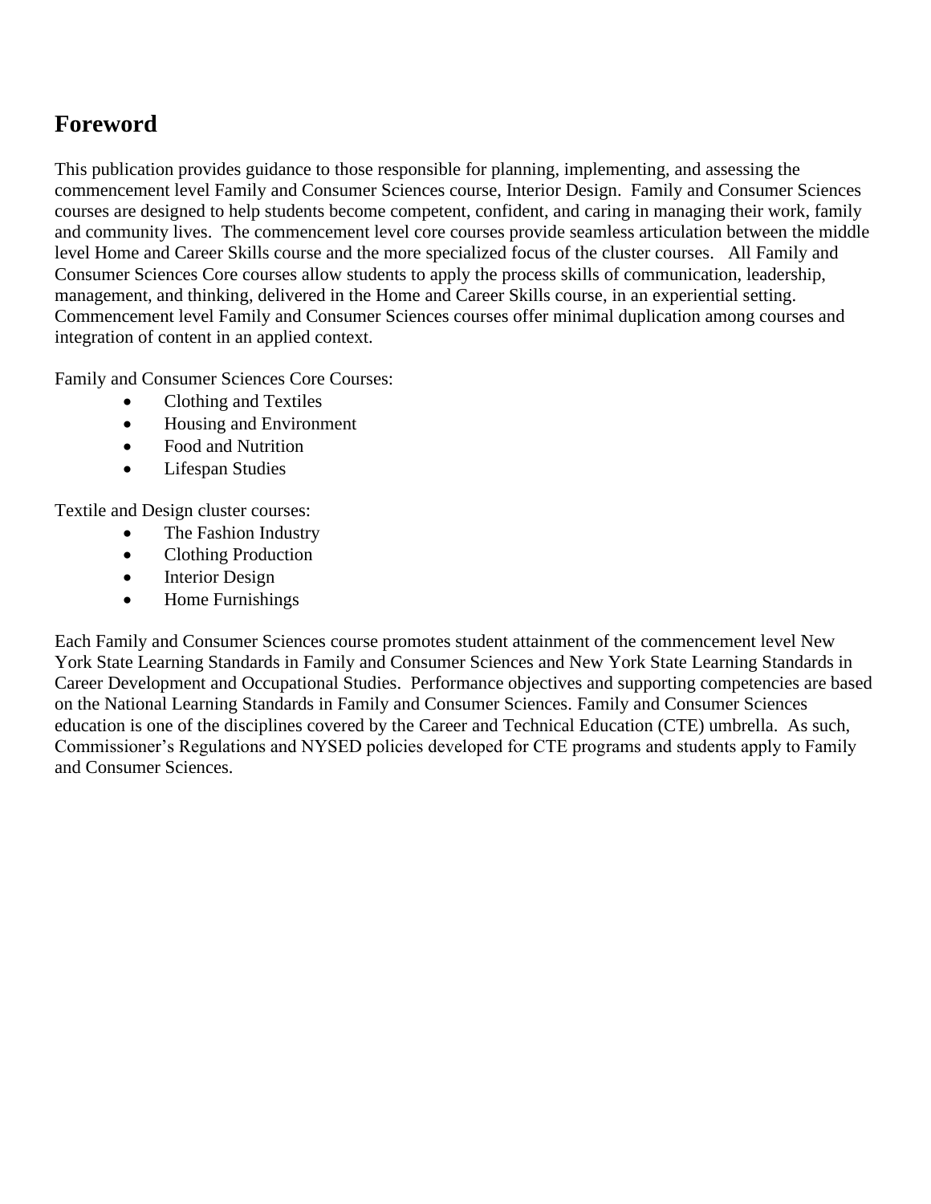## Foreword

This publication provides guidance to those responsible for planning, implementing, and assessing the commencement level Family and Consumer Sciences course, Interior Design. Family and Consumer Sciences courses are designed to help students become competent, confident, and caring in managing their work, family and community lives. The commencement level core courses provide seamless articulation between the middle level Home and Career Skills course and the more specialized focus of the cluster courses. All Family and Consumer Sciences Core courses allow students to apply the process skills of communication, leadership, management, and thinking, delivered in the Home and Career Skills course, in an experiential setting. Commencement level Family and Consumer Sciences courses offer minimal duplication among courses and integration of content in an applied context.

Family and Consumer Sciences Core Courses:

- Clothing and Textiles
- Housing and Environment
- Food and Nutrition
- Lifespan Studies

Textile and Design cluster courses:

- The Fashion Industry
- Clothing Production
- Interior Design
- Home Furnishings

Each Family and Consumer Sciences course promotes student attainment of the commencement level New York State Learning Standards in Family and Consumer Sciences and New York State Learning Standards in Career Development and Occupational Studies. Performance objectives and supporting competencies are based on the National Learning Standards in Family and Consumer Sciences. Family and Consumer Sciences education is one of the disciplines covered by the Career and Technical Education (CTE) umbrella. As such, Commissioner's Regulations and NYSED policies developed for CTE programs and students apply to Family and Consumer Sciences.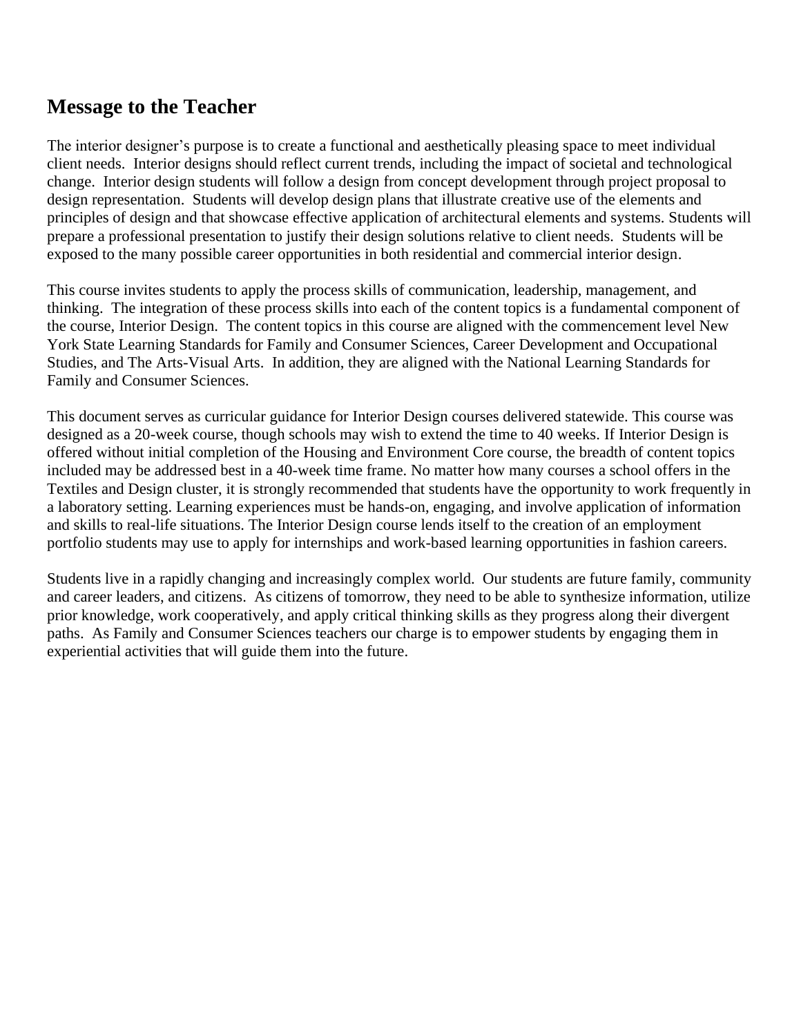## Message to the Teacher

The interior designer's purpose is to create a functional and aesthetically pleasing space to meet individual client needs. Interior designs should reflect current trends, including the impact of societal and technological change. Interior design students will follow a design from concept development through project proposal to design representation. Students will develop design plans that illustrate creative use of the elements and principles of design and that showcase effective application of architectural elements and systems. Students will prepare a professional presentation to justify their design solutions relative to client needs. Students will be exposed to the many possible career opportunities in both residential and commercial interior design.

This course invites students to apply the process skills of communication, leadership, management, and thinking. The integration of these process skills into each of the content topics is a fundamental component of the course, Interior Design. The content topics in this course are aligned with the commencement level New York State Learning Standards for Family and Consumer Sciences, Career Development and Occupational Studies, and The Arts-Visual Arts. In addition, they are aligned with the National Learning Standards for Family and Consumer Sciences.

This document serves as curricular guidance for Interior Design courses delivered statewide. This course was designed as a 20-week course, though schools may wish to extend the time to 40 weeks. If Interior Design is offered without initial completion of the Housing and Environment Core course, the breadth of content topics included may be addressed best in a 40-week time frame. No matter how many courses a school offers in the Textiles and Design cluster, it is strongly recommended that students have the opportunity to work frequently in a laboratory setting. Learning experiences must be hands-on, engaging, and involve application of information and skills to real-life situations. The Interior Design course lends itself to the creation of an employment portfolio students may use to apply for internships and work-based learning opportunities in fashion careers.

Students live in a rapidly changing and increasingly complex world. Our students are future family, community and career leaders, and citizens. As citizens of tomorrow, they need to be able to synthesize information, utilize prior knowledge, work cooperatively, and apply critical thinking skills as they progress along their divergent paths. As Family and Consumer Sciences teachers our charge is to empower students by engaging them in experiential activities that will guide them into the future.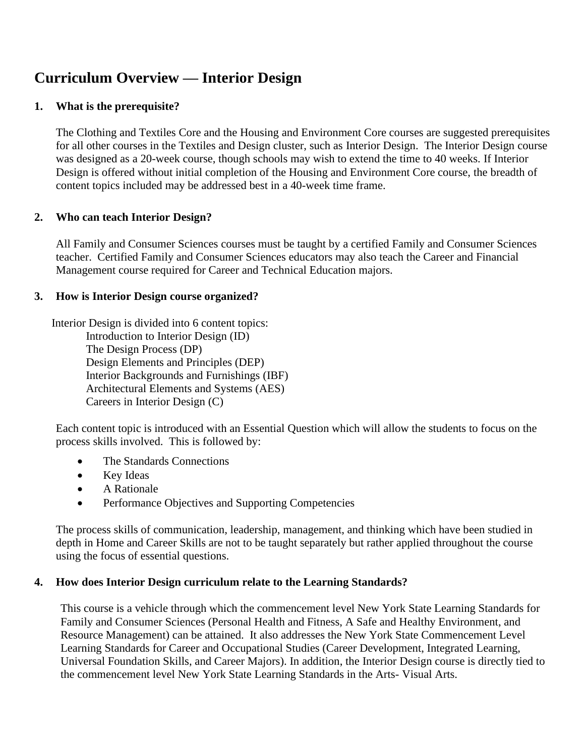# Curriculum Overview — Interior Design

**1. What is the prerequisite?**

The Clothing and Textiles Core and the Housing and Environment Core courses are suggested prerequisites for all other courses in the Textiles and Design cluster, such as Interior Design. The Interior Design course was designed as a 20-week course, though schools may wish to extend the time to 40 weeks. If Interior Design is offered without initial completion of the Housing and Environment Core course, the breadth of content topics included may be addressed best in a 40-week time frame.

**2. Who can teach Interior Design?**

All Family and Consumer Sciences courses must be taught by a certified Family and Consumer Sciences teacher. Certified Family and Consumer Sciences educators may also teach the Career and Financial Management course required for Career and Technical Education majors.

**3. How is Interior Design course organized?**

Interior Design is divided into 6 content topics:

Introduction to Interior Design (ID)
The Design Process (DP)
Design Elements and Principles (DEP)
Interior Backgrounds and Furnishings (IBF)
Architectural Elements and Systems (AES)
Careers in Interior Design (C)

Each content topic is introduced with an Essential Question which will allow the students to focus on the process skills involved. This is followed by:

- The Standards Connections
- Key Ideas
- A Rationale
- Performance Objectives and Supporting Competencies

The process skills of communication, leadership, management, and thinking which have been studied in depth in Home and Career Skills are not to be taught separately but rather applied throughout the course using the focus of essential questions.

**4. How does Interior Design curriculum relate to the Learning Standards?**

This course is a vehicle through which the commencement level New York State Learning Standards for Family and Consumer Sciences (Personal Health and Fitness, A Safe and Healthy Environment, and Resource Management) can be attained. It also addresses the New York State Commencement Level Learning Standards for Career and Occupational Studies (Career Development, Integrated Learning, Universal Foundation Skills, and Career Majors). In addition, the Interior Design course is directly tied to the commencement level New York State Learning Standards in the Arts- Visual Arts.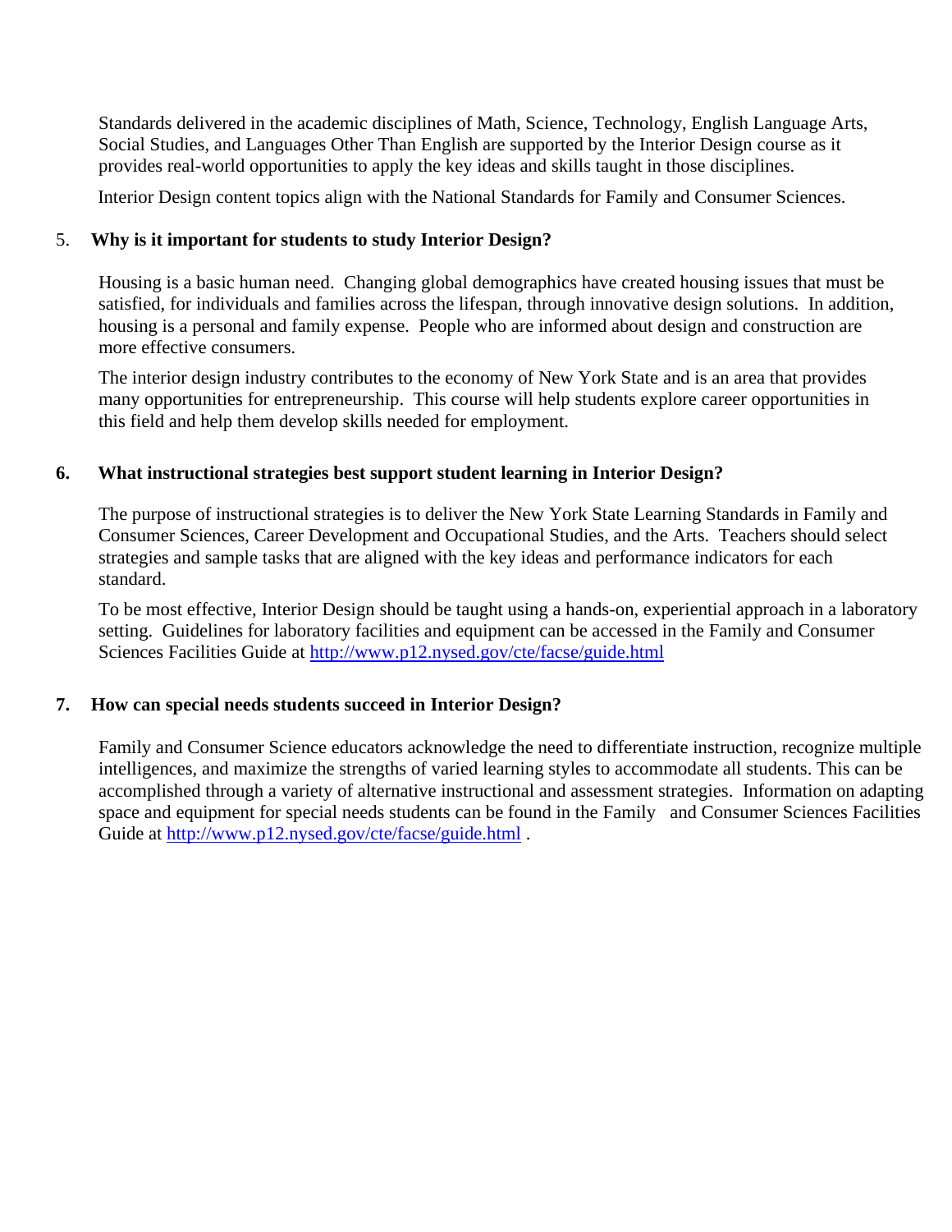Standards delivered in the academic disciplines of Math, Science, Technology, English Language Arts, Social Studies, and Languages Other Than English are supported by the Interior Design course as it provides real-world opportunities to apply the key ideas and skills taught in those disciplines.

Interior Design content topics align with the National Standards for Family and Consumer Sciences.

### 5. Why is it important for students to study Interior Design?

Housing is a basic human need. Changing global demographics have created housing issues that must be satisfied, for individuals and families across the lifespan, through innovative design solutions. In addition, housing is a personal and family expense. People who are informed about design and construction are more effective consumers.

The interior design industry contributes to the economy of New York State and is an area that provides many opportunities for entrepreneurship. This course will help students explore career opportunities in this field and help them develop skills needed for employment.

### 6. What instructional strategies best support student learning in Interior Design?

The purpose of instructional strategies is to deliver the New York State Learning Standards in Family and Consumer Sciences, Career Development and Occupational Studies, and the Arts. Teachers should select strategies and sample tasks that are aligned with the key ideas and performance indicators for each standard.

To be most effective, Interior Design should be taught using a hands-on, experiential approach in a laboratory setting. Guidelines for laboratory facilities and equipment can be accessed in the Family and Consumer Sciences Facilities Guide at http://www.p12.nysed.gov/cte/facse/guide.html

### 7. How can special needs students succeed in Interior Design?

Family and Consumer Science educators acknowledge the need to differentiate instruction, recognize multiple intelligences, and maximize the strengths of varied learning styles to accommodate all students. This can be accomplished through a variety of alternative instructional and assessment strategies. Information on adapting space and equipment for special needs students can be found in the Family and Consumer Sciences Facilities Guide at http://www.p12.nysed.gov/cte/facse/guide.html .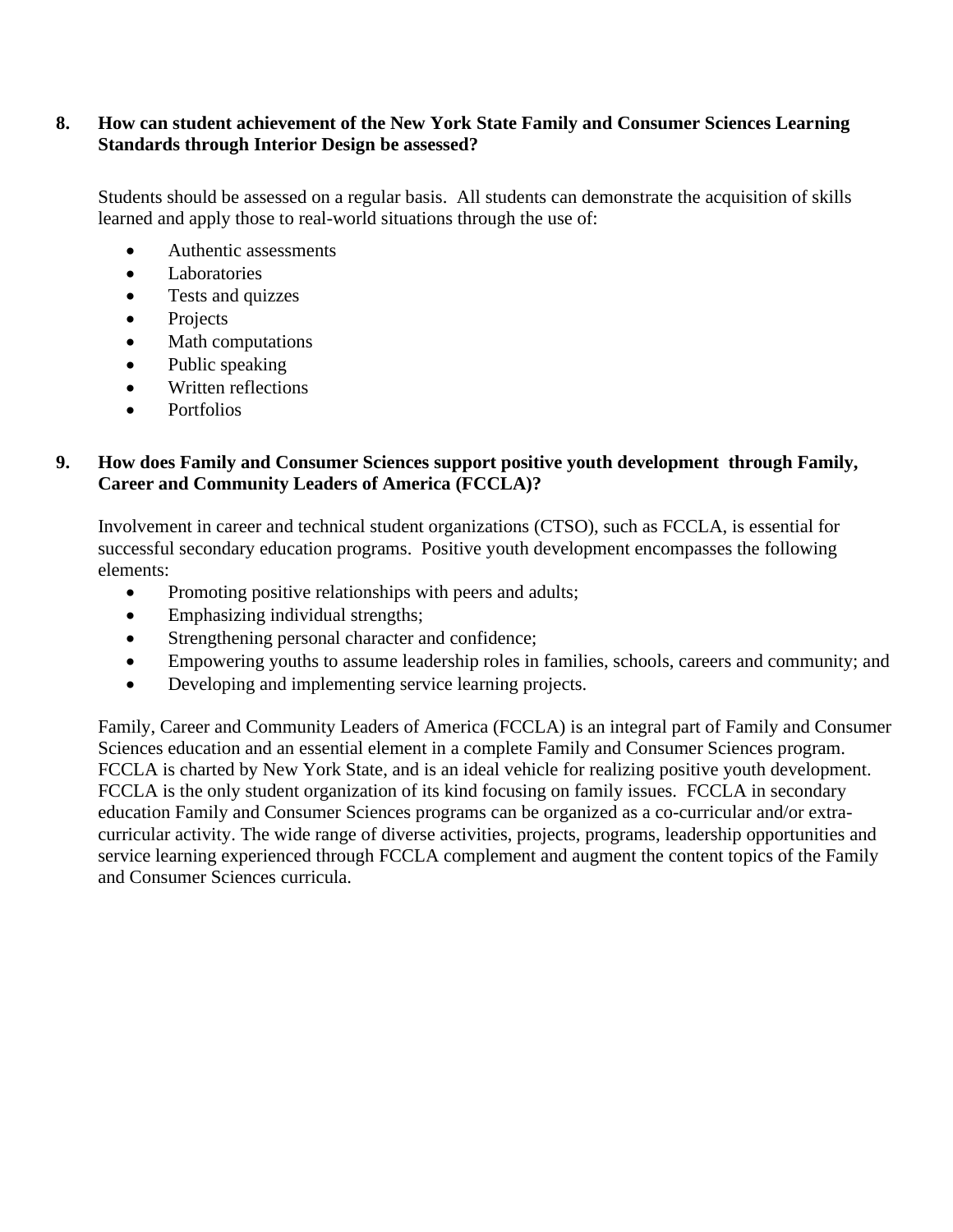**8. How can student achievement of the New York State Family and Consumer Sciences Learning Standards through Interior Design be assessed?**

Students should be assessed on a regular basis. All students can demonstrate the acquisition of skills learned and apply those to real-world situations through the use of:

- Authentic assessments
- Laboratories
- Tests and quizzes
- Projects
- Math computations
- Public speaking
- Written reflections
- Portfolios

**9. How does Family and Consumer Sciences support positive youth development through Family, Career and Community Leaders of America (FCCLA)?**

Involvement in career and technical student organizations (CTSO), such as FCCLA, is essential for successful secondary education programs. Positive youth development encompasses the following elements:

- Promoting positive relationships with peers and adults;
- Emphasizing individual strengths;
- Strengthening personal character and confidence;
- Empowering youths to assume leadership roles in families, schools, careers and community; and
- Developing and implementing service learning projects.

Family, Career and Community Leaders of America (FCCLA) is an integral part of Family and Consumer Sciences education and an essential element in a complete Family and Consumer Sciences program. FCCLA is charted by New York State, and is an ideal vehicle for realizing positive youth development. FCCLA is the only student organization of its kind focusing on family issues. FCCLA in secondary education Family and Consumer Sciences programs can be organized as a co-curricular and/or extra-curricular activity. The wide range of diverse activities, projects, programs, leadership opportunities and service learning experienced through FCCLA complement and augment the content topics of the Family and Consumer Sciences curricula.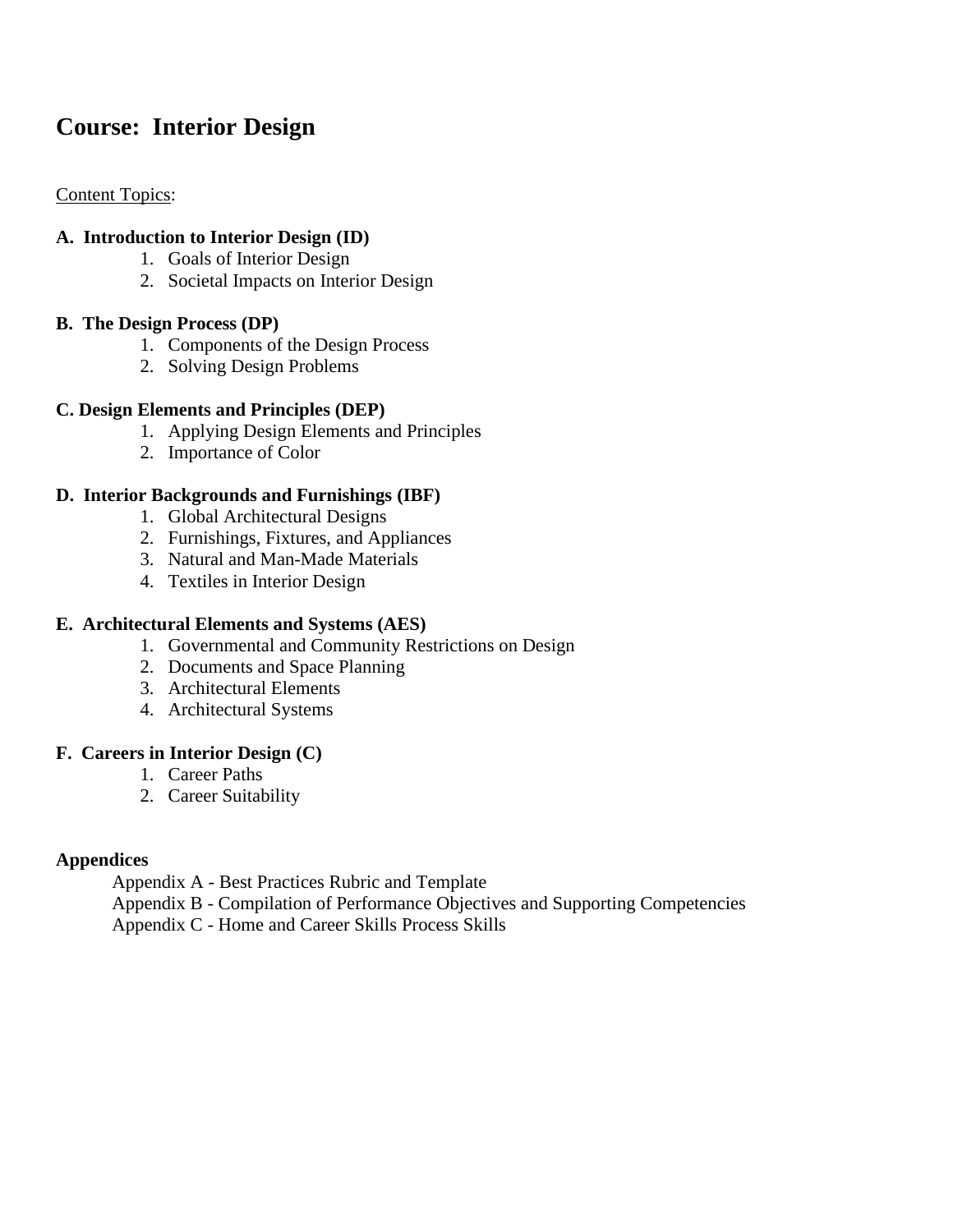# Course: Interior Design

Content Topics:

**A. Introduction to Interior Design (ID)**

1. Goals of Interior Design
2. Societal Impacts on Interior Design

**B. The Design Process (DP)**

1. Components of the Design Process
2. Solving Design Problems

**C. Design Elements and Principles (DEP)**

1. Applying Design Elements and Principles
2. Importance of Color

**D. Interior Backgrounds and Furnishings (IBF)**

1. Global Architectural Designs
2. Furnishings, Fixtures, and Appliances
3. Natural and Man-Made Materials
4. Textiles in Interior Design

**E. Architectural Elements and Systems (AES)**

1. Governmental and Community Restrictions on Design
2. Documents and Space Planning
3. Architectural Elements
4. Architectural Systems

**F. Careers in Interior Design (C)**

1. Career Paths
2. Career Suitability

**Appendices**

Appendix A - Best Practices Rubric and Template
Appendix B - Compilation of Performance Objectives and Supporting Competencies
Appendix C - Home and Career Skills Process Skills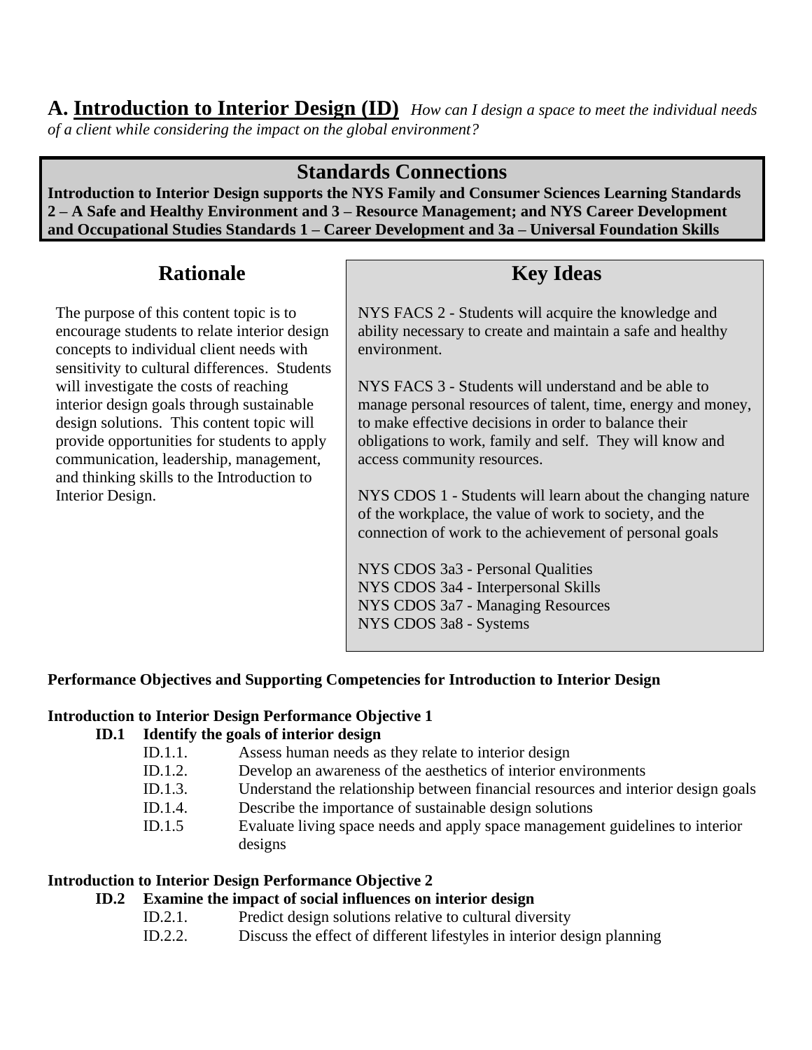## A. Introduction to Interior Design (ID) *How can I design a space to meet the individual needs of a client while considering the impact on the global environment?*

### Standards Connections

**Introduction to Interior Design supports the NYS Family and Consumer Sciences Learning Standards 2 – A Safe and Healthy Environment and 3 – Resource Management; and NYS Career Development and Occupational Studies Standards 1 – Career Development and 3a – Universal Foundation Skills**

### Rationale

The purpose of this content topic is to encourage students to relate interior design concepts to individual client needs with sensitivity to cultural differences. Students will investigate the costs of reaching interior design goals through sustainable design solutions. This content topic will provide opportunities for students to apply communication, leadership, management, and thinking skills to the Introduction to Interior Design.

### Key Ideas

NYS FACS 2 - Students will acquire the knowledge and ability necessary to create and maintain a safe and healthy environment.

NYS FACS 3 - Students will understand and be able to manage personal resources of talent, time, energy and money, to make effective decisions in order to balance their obligations to work, family and self. They will know and access community resources.

NYS CDOS 1 - Students will learn about the changing nature of the workplace, the value of work to society, and the connection of work to the achievement of personal goals

NYS CDOS 3a3 - Personal Qualities
NYS CDOS 3a4 - Interpersonal Skills
NYS CDOS 3a7 - Managing Resources
NYS CDOS 3a8 - Systems

**Performance Objectives and Supporting Competencies for Introduction to Interior Design**

**Introduction to Interior Design Performance Objective 1**

**ID.1 Identify the goals of interior design**

- ID.1.1. Assess human needs as they relate to interior design
- ID.1.2. Develop an awareness of the aesthetics of interior environments
- ID.1.3. Understand the relationship between financial resources and interior design goals
- ID.1.4. Describe the importance of sustainable design solutions
- ID.1.5 Evaluate living space needs and apply space management guidelines to interior designs

**Introduction to Interior Design Performance Objective 2**

**ID.2 Examine the impact of social influences on interior design**

- ID.2.1. Predict design solutions relative to cultural diversity
- ID.2.2. Discuss the effect of different lifestyles in interior design planning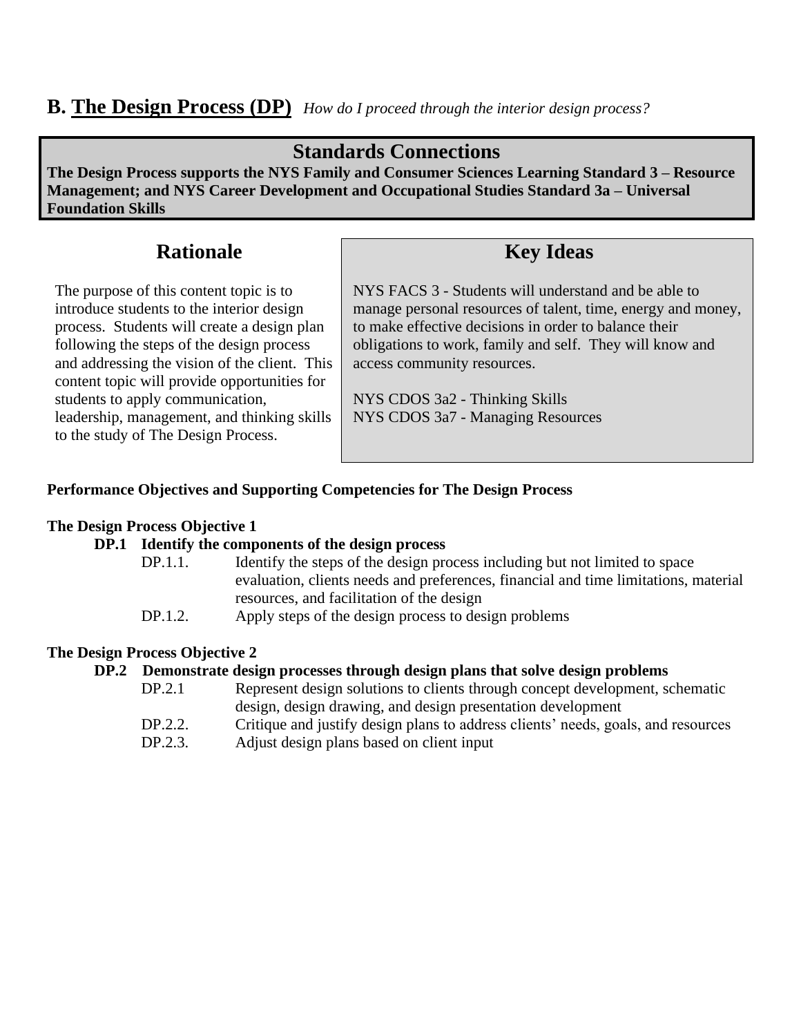## B. <u>The Design Process (DP)</u> *How do I proceed through the interior design process?*

### Standards Connections

**The Design Process supports the NYS Family and Consumer Sciences Learning Standard 3 – Resource Management; and NYS Career Development and Occupational Studies Standard 3a – Universal Foundation Skills**

### Rationale

The purpose of this content topic is to introduce students to the interior design process. Students will create a design plan following the steps of the design process and addressing the vision of the client. This content topic will provide opportunities for students to apply communication, leadership, management, and thinking skills to the study of The Design Process.

### Key Ideas

NYS FACS 3 - Students will understand and be able to manage personal resources of talent, time, energy and money, to make effective decisions in order to balance their obligations to work, family and self. They will know and access community resources.

NYS CDOS 3a2 - Thinking Skills
NYS CDOS 3a7 - Managing Resources

**Performance Objectives and Supporting Competencies for The Design Process**

**The Design Process Objective 1**

**DP.1 Identify the components of the design process**

- DP.1.1. Identify the steps of the design process including but not limited to space evaluation, clients needs and preferences, financial and time limitations, material resources, and facilitation of the design
- DP.1.2. Apply steps of the design process to design problems

**The Design Process Objective 2**

**DP.2 Demonstrate design processes through design plans that solve design problems**

- DP.2.1 Represent design solutions to clients through concept development, schematic design, design drawing, and design presentation development
- DP.2.2. Critique and justify design plans to address clients' needs, goals, and resources
- DP.2.3. Adjust design plans based on client input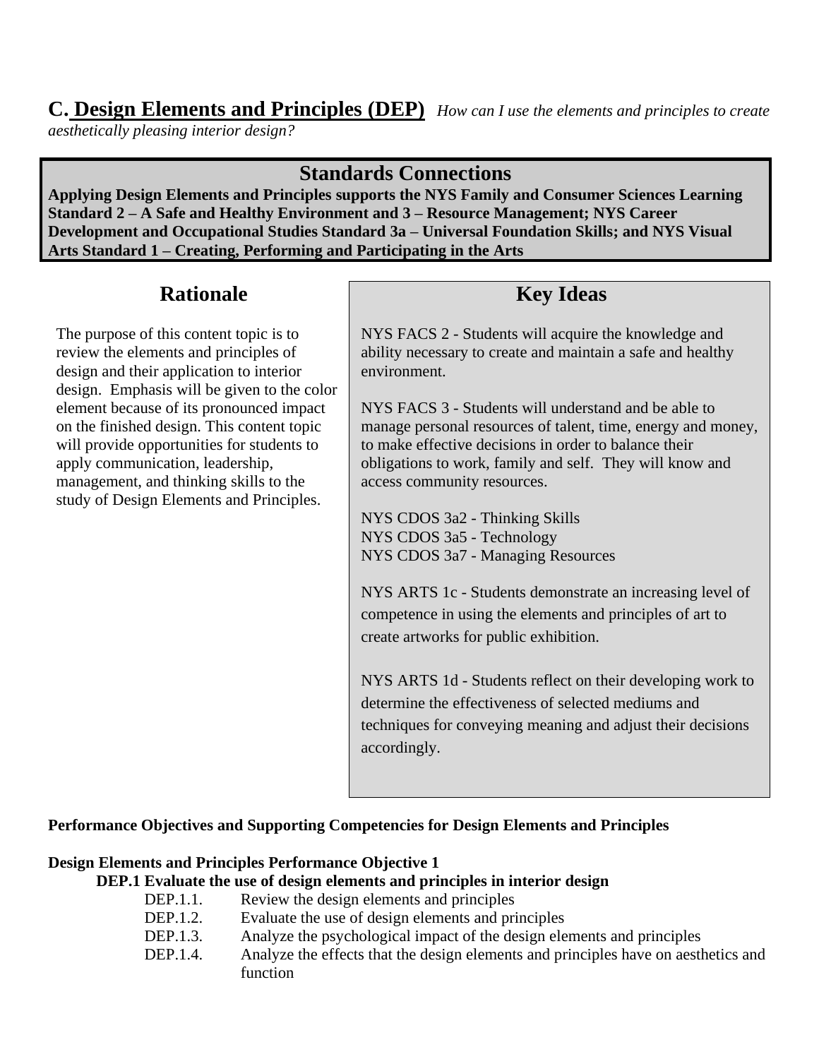## C. Design Elements and Principles (DEP) *How can I use the elements and principles to create aesthetically pleasing interior design?*

### Standards Connections

**Applying Design Elements and Principles supports the NYS Family and Consumer Sciences Learning Standard 2 – A Safe and Healthy Environment and 3 – Resource Management; NYS Career Development and Occupational Studies Standard 3a – Universal Foundation Skills; and NYS Visual Arts Standard 1 – Creating, Performing and Participating in the Arts**

### Rationale

The purpose of this content topic is to review the elements and principles of design and their application to interior design. Emphasis will be given to the color element because of its pronounced impact on the finished design. This content topic will provide opportunities for students to apply communication, leadership, management, and thinking skills to the study of Design Elements and Principles.

### Key Ideas

NYS FACS 2 - Students will acquire the knowledge and ability necessary to create and maintain a safe and healthy environment.

NYS FACS 3 - Students will understand and be able to manage personal resources of talent, time, energy and money, to make effective decisions in order to balance their obligations to work, family and self. They will know and access community resources.

NYS CDOS 3a2 - Thinking Skills
NYS CDOS 3a5 - Technology
NYS CDOS 3a7 - Managing Resources

NYS ARTS 1c - Students demonstrate an increasing level of competence in using the elements and principles of art to create artworks for public exhibition.

NYS ARTS 1d - Students reflect on their developing work to determine the effectiveness of selected mediums and techniques for conveying meaning and adjust their decisions accordingly.

**Performance Objectives and Supporting Competencies for Design Elements and Principles**

**Design Elements and Principles Performance Objective 1**

**DEP.1 Evaluate the use of design elements and principles in interior design**

- DEP.1.1. Review the design elements and principles
- DEP.1.2. Evaluate the use of design elements and principles
- DEP.1.3. Analyze the psychological impact of the design elements and principles
- DEP.1.4. Analyze the effects that the design elements and principles have on aesthetics and function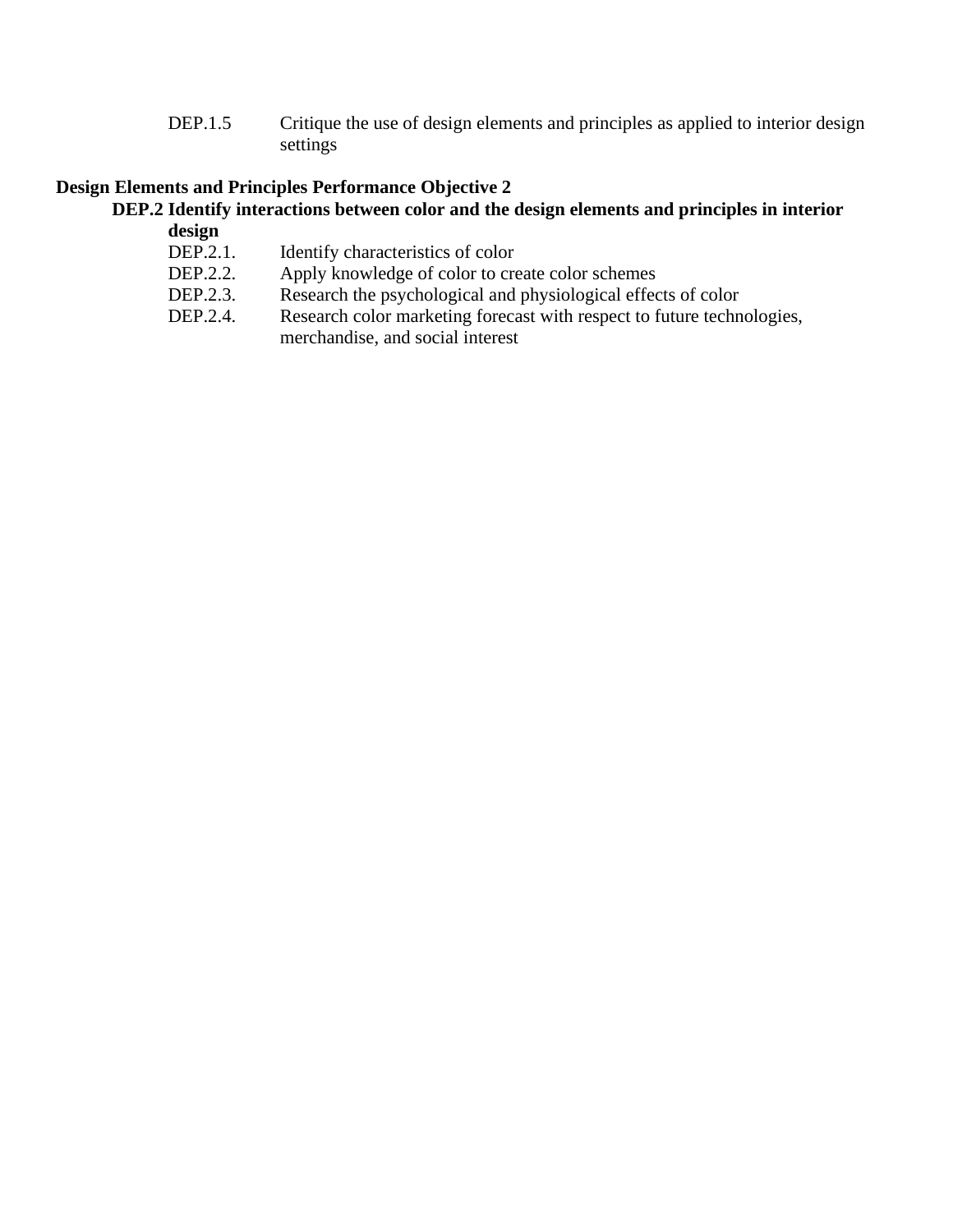DEP.1.5 Critique the use of design elements and principles as applied to interior design settings

**Design Elements and Principles Performance Objective 2**

**DEP.2 Identify interactions between color and the design elements and principles in interior design**

- DEP.2.1. Identify characteristics of color
- DEP.2.2. Apply knowledge of color to create color schemes
- DEP.2.3. Research the psychological and physiological effects of color
- DEP.2.4. Research color marketing forecast with respect to future technologies, merchandise, and social interest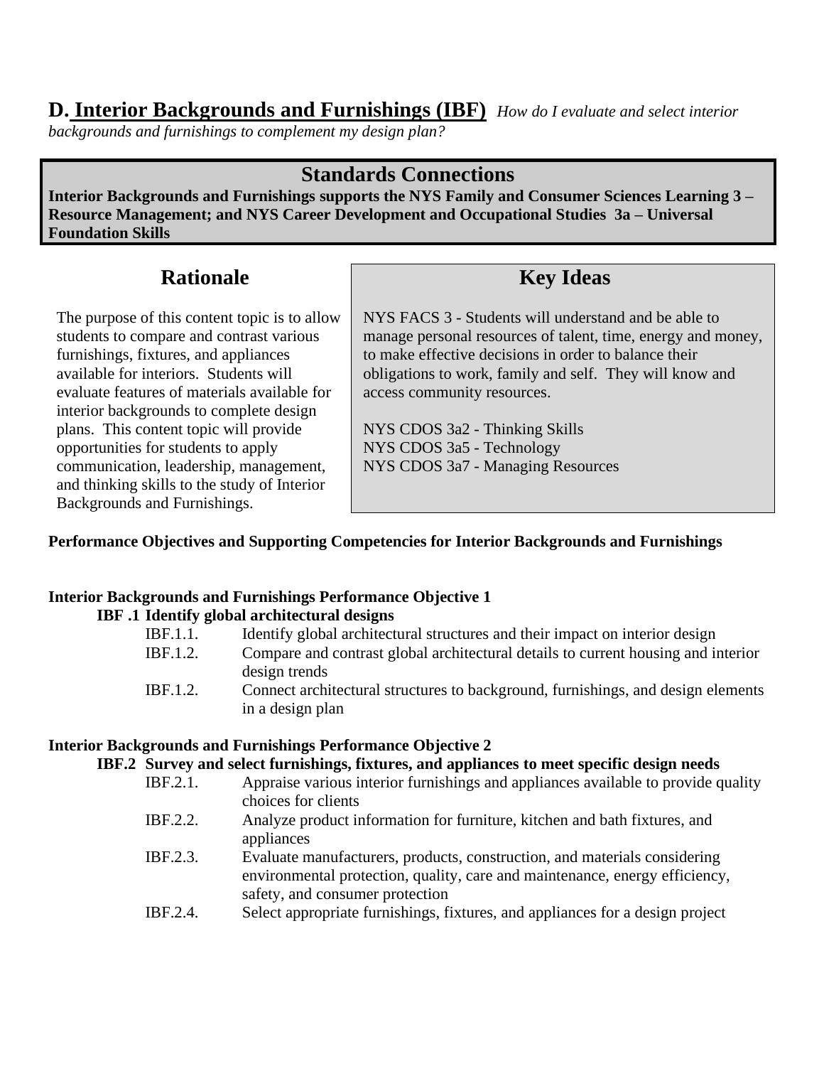## D. Interior Backgrounds and Furnishings (IBF) *How do I evaluate and select interior backgrounds and furnishings to complement my design plan?*

### Standards Connections

**Interior Backgrounds and Furnishings supports the NYS Family and Consumer Sciences Learning 3 – Resource Management; and NYS Career Development and Occupational Studies 3a – Universal Foundation Skills**

### Rationale

The purpose of this content topic is to allow students to compare and contrast various furnishings, fixtures, and appliances available for interiors. Students will evaluate features of materials available for interior backgrounds to complete design plans. This content topic will provide opportunities for students to apply communication, leadership, management, and thinking skills to the study of Interior Backgrounds and Furnishings.

### Key Ideas

NYS FACS 3 - Students will understand and be able to manage personal resources of talent, time, energy and money, to make effective decisions in order to balance their obligations to work, family and self. They will know and access community resources.

NYS CDOS 3a2 - Thinking Skills
NYS CDOS 3a5 - Technology
NYS CDOS 3a7 - Managing Resources

**Performance Objectives and Supporting Competencies for Interior Backgrounds and Furnishings**

**Interior Backgrounds and Furnishings Performance Objective 1**

**IBF .1 Identify global architectural designs**

- IBF.1.1. Identify global architectural structures and their impact on interior design
- IBF.1.2. Compare and contrast global architectural details to current housing and interior design trends
- IBF.1.2. Connect architectural structures to background, furnishings, and design elements in a design plan

**Interior Backgrounds and Furnishings Performance Objective 2**

**IBF.2 Survey and select furnishings, fixtures, and appliances to meet specific design needs**

- IBF.2.1. Appraise various interior furnishings and appliances available to provide quality choices for clients
- IBF.2.2. Analyze product information for furniture, kitchen and bath fixtures, and appliances
- IBF.2.3. Evaluate manufacturers, products, construction, and materials considering environmental protection, quality, care and maintenance, energy efficiency, safety, and consumer protection
- IBF.2.4. Select appropriate furnishings, fixtures, and appliances for a design project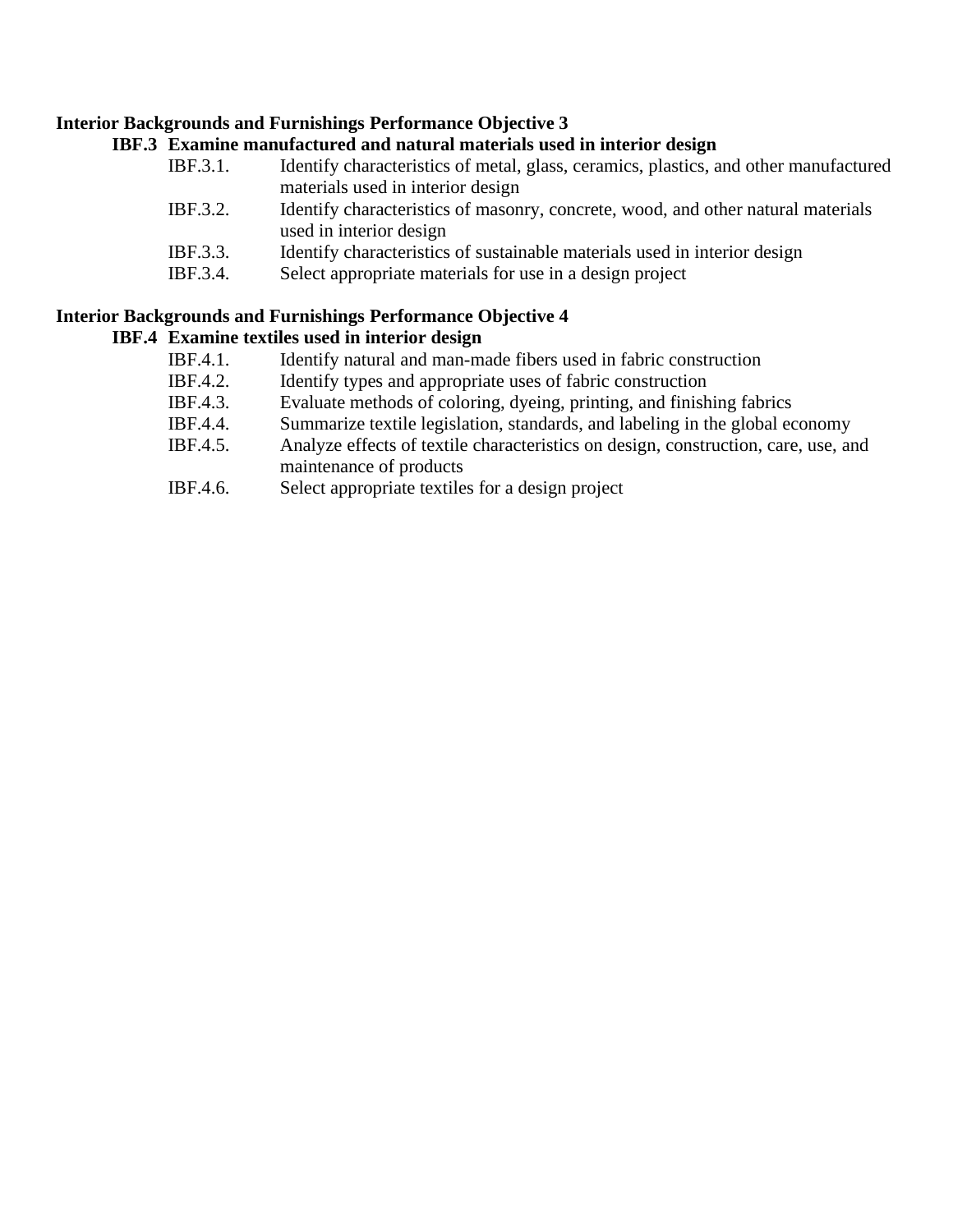**Interior Backgrounds and Furnishings Performance Objective 3**

**IBF.3 Examine manufactured and natural materials used in interior design**

- IBF.3.1. Identify characteristics of metal, glass, ceramics, plastics, and other manufactured materials used in interior design
- IBF.3.2. Identify characteristics of masonry, concrete, wood, and other natural materials used in interior design
- IBF.3.3. Identify characteristics of sustainable materials used in interior design
- IBF.3.4. Select appropriate materials for use in a design project

**Interior Backgrounds and Furnishings Performance Objective 4**

**IBF.4 Examine textiles used in interior design**

- IBF.4.1. Identify natural and man-made fibers used in fabric construction
- IBF.4.2. Identify types and appropriate uses of fabric construction
- IBF.4.3. Evaluate methods of coloring, dyeing, printing, and finishing fabrics
- IBF.4.4. Summarize textile legislation, standards, and labeling in the global economy
- IBF.4.5. Analyze effects of textile characteristics on design, construction, care, use, and maintenance of products
- IBF.4.6. Select appropriate textiles for a design project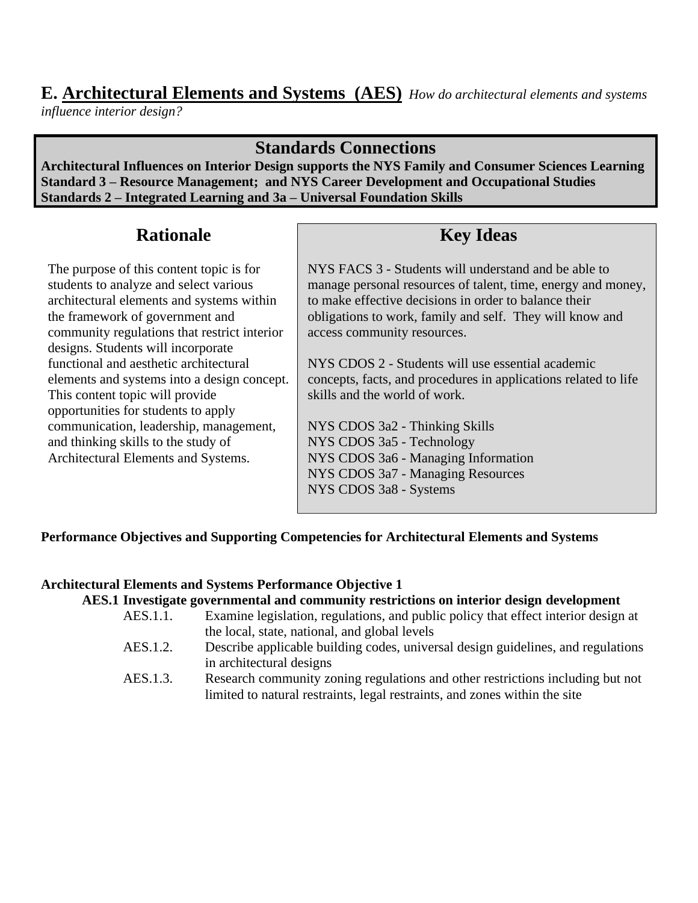## E. <u>Architectural Elements and Systems (AES)</u> *How do architectural elements and systems influence interior design?*

### Standards Connections

**Architectural Influences on Interior Design supports the NYS Family and Consumer Sciences Learning Standard 3 – Resource Management; and NYS Career Development and Occupational Studies Standards 2 – Integrated Learning and 3a – Universal Foundation Skills**

### Rationale

The purpose of this content topic is for students to analyze and select various architectural elements and systems within the framework of government and community regulations that restrict interior designs. Students will incorporate functional and aesthetic architectural elements and systems into a design concept. This content topic will provide opportunities for students to apply communication, leadership, management, and thinking skills to the study of Architectural Elements and Systems.

### Key Ideas

NYS FACS 3 - Students will understand and be able to manage personal resources of talent, time, energy and money, to make effective decisions in order to balance their obligations to work, family and self. They will know and access community resources.

NYS CDOS 2 - Students will use essential academic concepts, facts, and procedures in applications related to life skills and the world of work.

NYS CDOS 3a2 - Thinking Skills
NYS CDOS 3a5 - Technology
NYS CDOS 3a6 - Managing Information
NYS CDOS 3a7 - Managing Resources
NYS CDOS 3a8 - Systems

**Performance Objectives and Supporting Competencies for Architectural Elements and Systems**

**Architectural Elements and Systems Performance Objective 1**

**AES.1 Investigate governmental and community restrictions on interior design development**

- AES.1.1. Examine legislation, regulations, and public policy that effect interior design at the local, state, national, and global levels
- AES.1.2. Describe applicable building codes, universal design guidelines, and regulations in architectural designs
- AES.1.3. Research community zoning regulations and other restrictions including but not limited to natural restraints, legal restraints, and zones within the site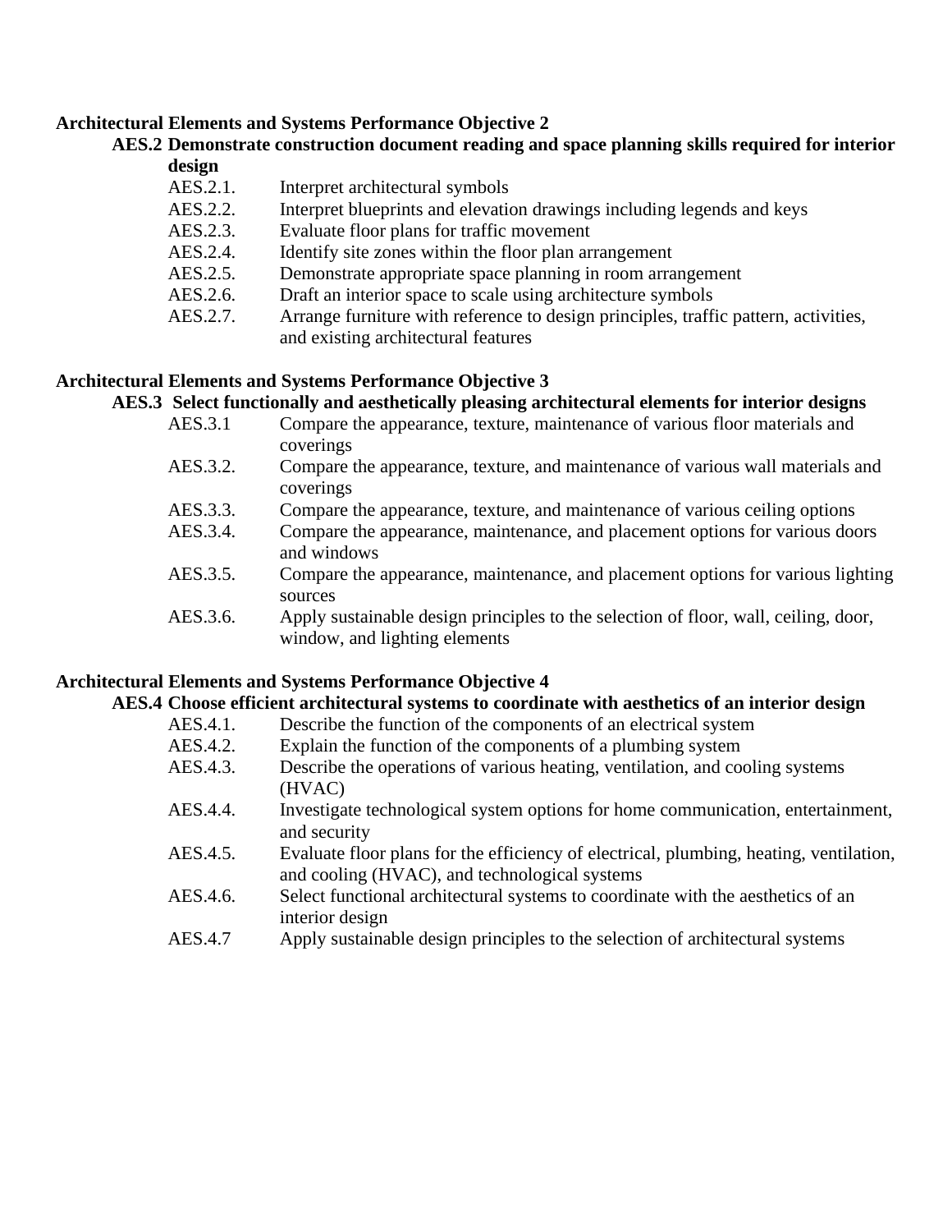**Architectural Elements and Systems Performance Objective 2**

**AES.2 Demonstrate construction document reading and space planning skills required for interior design**

- AES.2.1. Interpret architectural symbols
- AES.2.2. Interpret blueprints and elevation drawings including legends and keys
- AES.2.3. Evaluate floor plans for traffic movement
- AES.2.4. Identify site zones within the floor plan arrangement
- AES.2.5. Demonstrate appropriate space planning in room arrangement
- AES.2.6. Draft an interior space to scale using architecture symbols
- AES.2.7. Arrange furniture with reference to design principles, traffic pattern, activities, and existing architectural features

**Architectural Elements and Systems Performance Objective 3**

**AES.3 Select functionally and aesthetically pleasing architectural elements for interior designs**

- AES.3.1 Compare the appearance, texture, maintenance of various floor materials and coverings
- AES.3.2. Compare the appearance, texture, and maintenance of various wall materials and coverings
- AES.3.3. Compare the appearance, texture, and maintenance of various ceiling options
- AES.3.4. Compare the appearance, maintenance, and placement options for various doors and windows
- AES.3.5. Compare the appearance, maintenance, and placement options for various lighting sources
- AES.3.6. Apply sustainable design principles to the selection of floor, wall, ceiling, door, window, and lighting elements

**Architectural Elements and Systems Performance Objective 4**

**AES.4 Choose efficient architectural systems to coordinate with aesthetics of an interior design**

- AES.4.1. Describe the function of the components of an electrical system
- AES.4.2. Explain the function of the components of a plumbing system
- AES.4.3. Describe the operations of various heating, ventilation, and cooling systems (HVAC)
- AES.4.4. Investigate technological system options for home communication, entertainment, and security
- AES.4.5. Evaluate floor plans for the efficiency of electrical, plumbing, heating, ventilation, and cooling (HVAC), and technological systems
- AES.4.6. Select functional architectural systems to coordinate with the aesthetics of an interior design
- AES.4.7 Apply sustainable design principles to the selection of architectural systems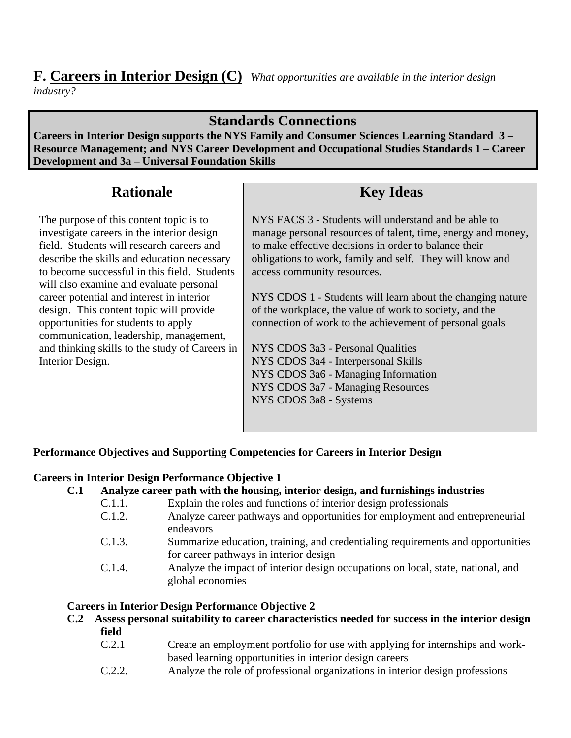## F. <u>Careers in Interior Design (C)</u> *What opportunities are available in the interior design industry?*

### Standards Connections

**Careers in Interior Design supports the NYS Family and Consumer Sciences Learning Standard 3 – Resource Management; and NYS Career Development and Occupational Studies Standards 1 – Career Development and 3a – Universal Foundation Skills**

### Rationale

The purpose of this content topic is to investigate careers in the interior design field. Students will research careers and describe the skills and education necessary to become successful in this field. Students will also examine and evaluate personal career potential and interest in interior design. This content topic will provide opportunities for students to apply communication, leadership, management, and thinking skills to the study of Careers in Interior Design.

### Key Ideas

NYS FACS 3 - Students will understand and be able to manage personal resources of talent, time, energy and money, to make effective decisions in order to balance their obligations to work, family and self. They will know and access community resources.

NYS CDOS 1 - Students will learn about the changing nature of the workplace, the value of work to society, and the connection of work to the achievement of personal goals

NYS CDOS 3a3 - Personal Qualities
NYS CDOS 3a4 - Interpersonal Skills
NYS CDOS 3a6 - Managing Information
NYS CDOS 3a7 - Managing Resources
NYS CDOS 3a8 - Systems

**Performance Objectives and Supporting Competencies for Careers in Interior Design**

**Careers in Interior Design Performance Objective 1**

**C.1 Analyze career path with the housing, interior design, and furnishings industries**

- C.1.1. Explain the roles and functions of interior design professionals
- C.1.2. Analyze career pathways and opportunities for employment and entrepreneurial endeavors
- C.1.3. Summarize education, training, and credentialing requirements and opportunities for career pathways in interior design
- C.1.4. Analyze the impact of interior design occupations on local, state, national, and global economies

**Careers in Interior Design Performance Objective 2**

**C.2 Assess personal suitability to career characteristics needed for success in the interior design field**

- C.2.1 Create an employment portfolio for use with applying for internships and work-based learning opportunities in interior design careers
- C.2.2. Analyze the role of professional organizations in interior design professions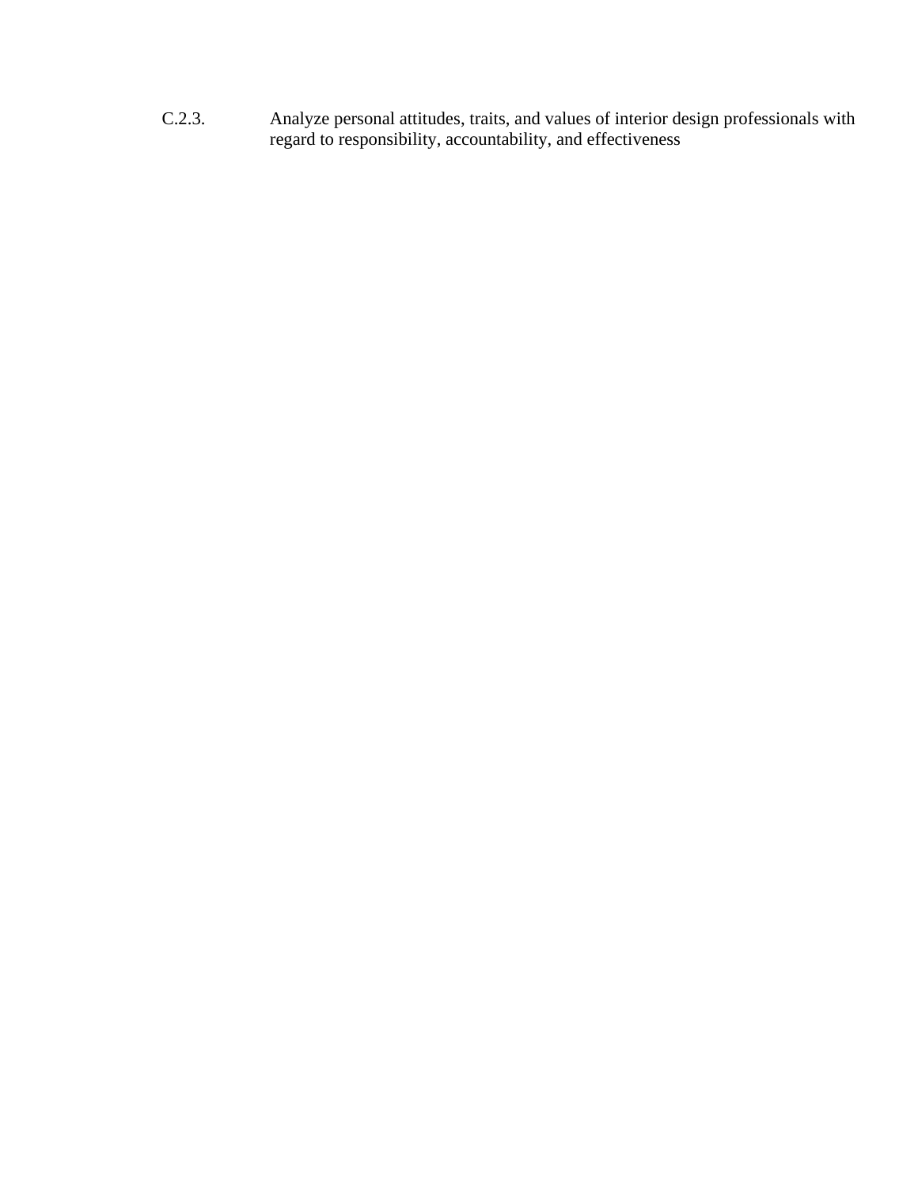C.2.3. Analyze personal attitudes, traits, and values of interior design professionals with regard to responsibility, accountability, and effectiveness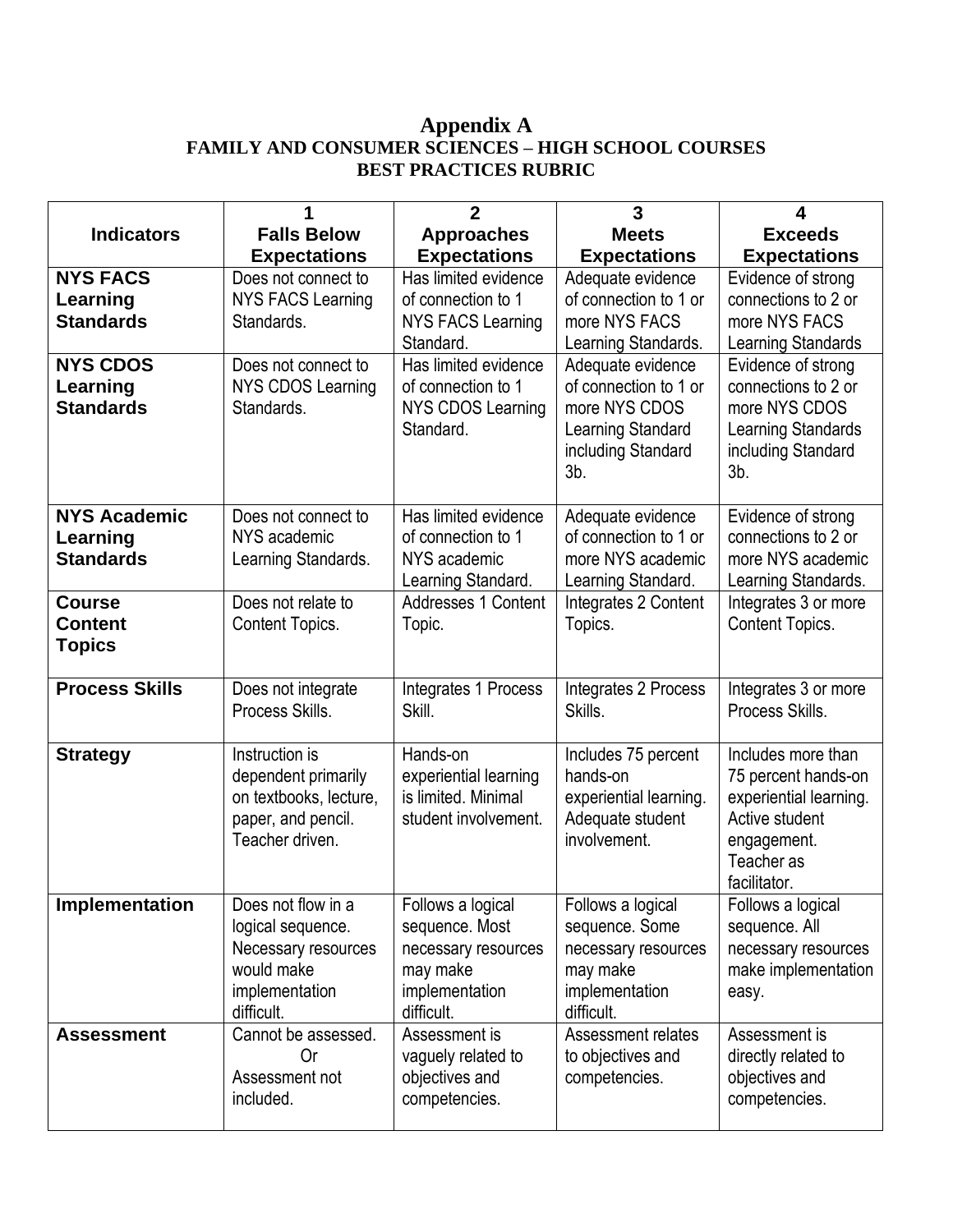# Appendix A

## FAMILY AND CONSUMER SCIENCES – HIGH SCHOOL COURSES
## BEST PRACTICES RUBRIC

| Indicators | 1 Falls Below Expectations | 2 Approaches Expectations | 3 Meets Expectations | 4 Exceeds Expectations |
|---|---|---|---|---|
| **NYS FACS Learning Standards** | Does not connect to NYS FACS Learning Standards. | Has limited evidence of connection to 1 NYS FACS Learning Standard. | Adequate evidence of connection to 1 or more NYS FACS Learning Standards. | Evidence of strong connections to 2 or more NYS FACS Learning Standards |
| **NYS CDOS Learning Standards** | Does not connect to NYS CDOS Learning Standards. | Has limited evidence of connection to 1 NYS CDOS Learning Standard. | Adequate evidence of connection to 1 or more NYS CDOS Learning Standard including Standard 3b. | Evidence of strong connections to 2 or more NYS CDOS Learning Standards including Standard 3b. |
| **NYS Academic Learning Standards** | Does not connect to NYS academic Learning Standards. | Has limited evidence of connection to 1 NYS academic Learning Standard. | Adequate evidence of connection to 1 or more NYS academic Learning Standard. | Evidence of strong connections to 2 or more NYS academic Learning Standards. |
| **Course Content Topics** | Does not relate to Content Topics. | Addresses 1 Content Topic. | Integrates 2 Content Topics. | Integrates 3 or more Content Topics. |
| **Process Skills** | Does not integrate Process Skills. | Integrates 1 Process Skill. | Integrates 2 Process Skills. | Integrates 3 or more Process Skills. |
| **Strategy** | Instruction is dependent primarily on textbooks, lecture, paper, and pencil. Teacher driven. | Hands-on experiential learning is limited. Minimal student involvement. | Includes 75 percent hands-on experiential learning. Adequate student involvement. | Includes more than 75 percent hands-on experiential learning. Active student engagement. Teacher as facilitator. |
| **Implementation** | Does not flow in a logical sequence. Necessary resources would make implementation difficult. | Follows a logical sequence. Most necessary resources may make implementation difficult. | Follows a logical sequence. Some necessary resources may make implementation difficult. | Follows a logical sequence. All necessary resources make implementation easy. |
| **Assessment** | Cannot be assessed. Or Assessment not included. | Assessment is vaguely related to objectives and competencies. | Assessment relates to objectives and competencies. | Assessment is directly related to objectives and competencies. |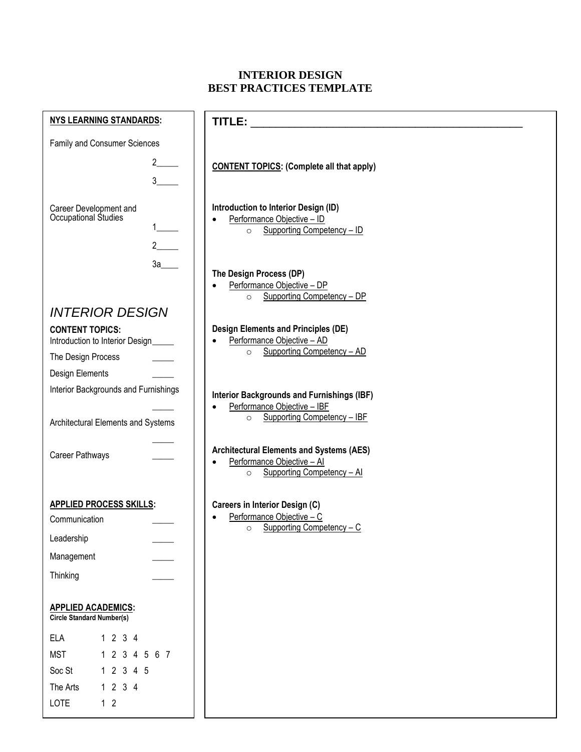# INTERIOR DESIGN
# BEST PRACTICES TEMPLATE

**NYS LEARNING STANDARDS:**

Family and Consumer Sciences

2_____

3_____

Career Development and Occupational Studies

1_____

2_____

3a____

*INTERIOR DESIGN*

**CONTENT TOPICS:**

Introduction to Interior Design_____

The Design Process _____

Design Elements _____

Interior Backgrounds and Furnishings _____

Architectural Elements and Systems _____

Career Pathways _____

**APPLIED PROCESS SKILLS:**

Communication _____

Leadership _____

Management _____

Thinking _____

**APPLIED ACADEMICS:**
**Circle Standard Number(s)**

| | |
|---|---|
| ELA | 1 2 3 4 |
| MST | 1 2 3 4 5 6 7 |
| Soc St | 1 2 3 4 5 |
| The Arts | 1 2 3 4 |
| LOTE | 1 2 |

**TITLE:** ______________________________________________

**CONTENT TOPICS: (Complete all that apply)**

**Introduction to Interior Design (ID)**
- Performance Objective – ID
  - Supporting Competency – ID

**The Design Process (DP)**
- Performance Objective – DP
  - Supporting Competency – DP

**Design Elements and Principles (DE)**
- Performance Objective – AD
  - Supporting Competency – AD

**Interior Backgrounds and Furnishings (IBF)**
- Performance Objective – IBF
  - Supporting Competency – IBF

**Architectural Elements and Systems (AES)**
- Performance Objective – AI
  - Supporting Competency – AI

**Careers in Interior Design (C)**
- Performance Objective – C
  - Supporting Competency – C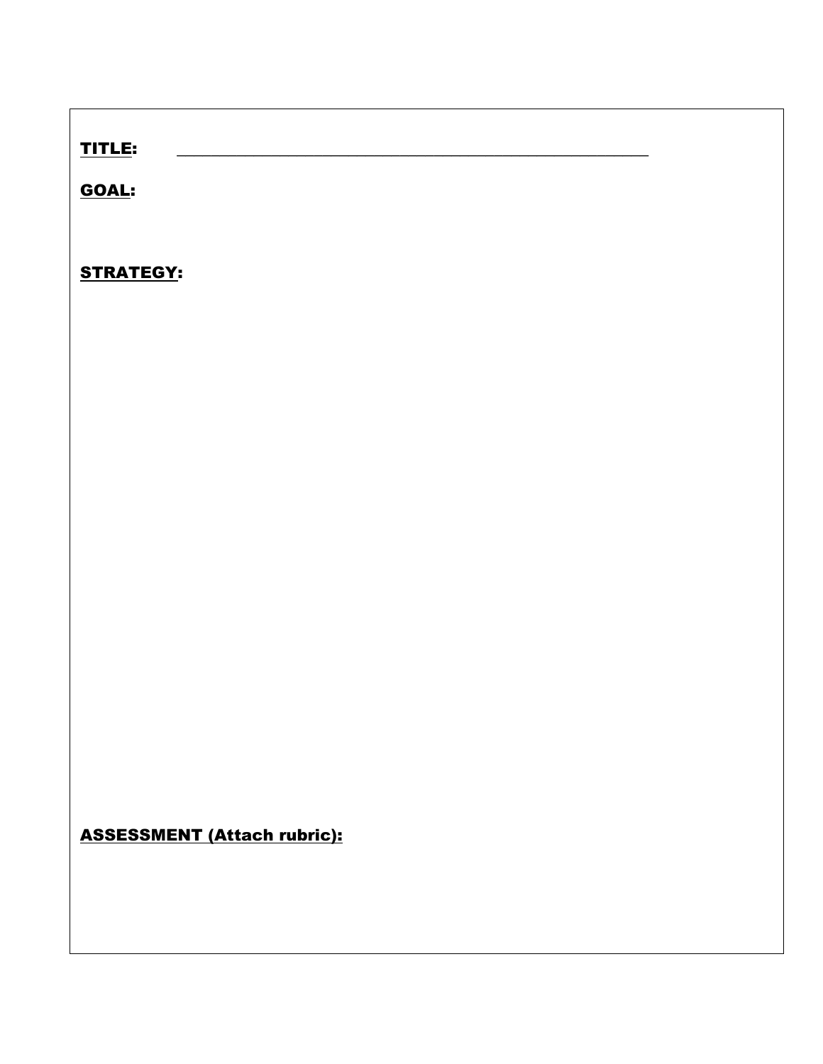**TITLE:** ______________________________________________

**GOAL:**

**STRATEGY:**

**ASSESSMENT (Attach rubric):**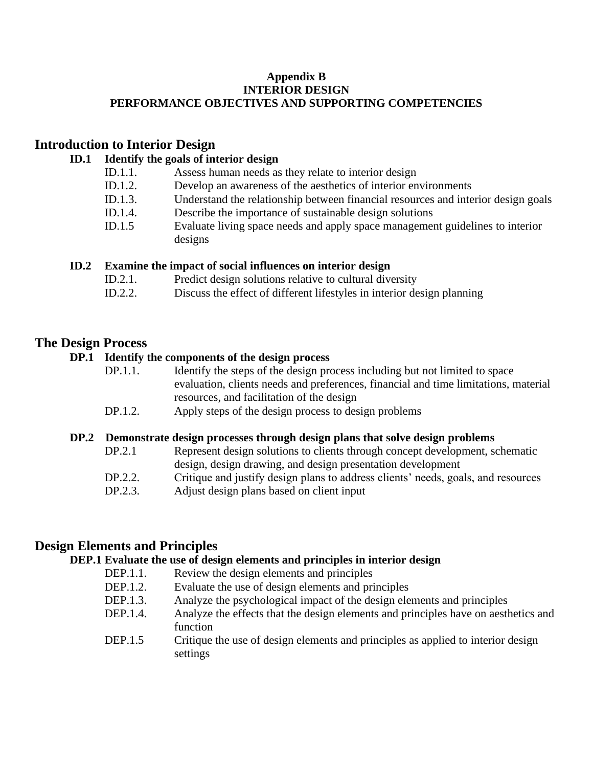**Appendix B**
**INTERIOR DESIGN**
**PERFORMANCE OBJECTIVES AND SUPPORTING COMPETENCIES**

## Introduction to Interior Design

### ID.1 Identify the goals of interior design

- ID.1.1. Assess human needs as they relate to interior design
- ID.1.2. Develop an awareness of the aesthetics of interior environments
- ID.1.3. Understand the relationship between financial resources and interior design goals
- ID.1.4. Describe the importance of sustainable design solutions
- ID.1.5 Evaluate living space needs and apply space management guidelines to interior designs

### ID.2 Examine the impact of social influences on interior design

- ID.2.1. Predict design solutions relative to cultural diversity
- ID.2.2. Discuss the effect of different lifestyles in interior design planning

## The Design Process

### DP.1 Identify the components of the design process

- DP.1.1. Identify the steps of the design process including but not limited to space evaluation, clients needs and preferences, financial and time limitations, material resources, and facilitation of the design
- DP.1.2. Apply steps of the design process to design problems

### DP.2 Demonstrate design processes through design plans that solve design problems

- DP.2.1 Represent design solutions to clients through concept development, schematic design, design drawing, and design presentation development
- DP.2.2. Critique and justify design plans to address clients' needs, goals, and resources
- DP.2.3. Adjust design plans based on client input

## Design Elements and Principles

### DEP.1 Evaluate the use of design elements and principles in interior design

- DEP.1.1. Review the design elements and principles
- DEP.1.2. Evaluate the use of design elements and principles
- DEP.1.3. Analyze the psychological impact of the design elements and principles
- DEP.1.4. Analyze the effects that the design elements and principles have on aesthetics and function
- DEP.1.5 Critique the use of design elements and principles as applied to interior design settings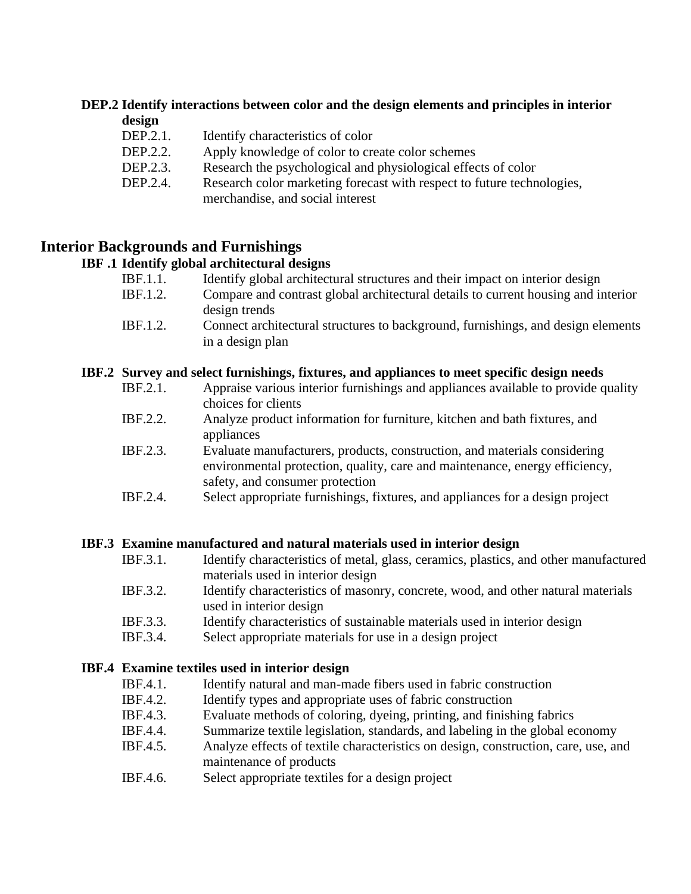**DEP.2 Identify interactions between color and the design elements and principles in interior design**

- DEP.2.1. Identify characteristics of color
- DEP.2.2. Apply knowledge of color to create color schemes
- DEP.2.3. Research the psychological and physiological effects of color
- DEP.2.4. Research color marketing forecast with respect to future technologies, merchandise, and social interest

## Interior Backgrounds and Furnishings

**IBF .1 Identify global architectural designs**

- IBF.1.1. Identify global architectural structures and their impact on interior design
- IBF.1.2. Compare and contrast global architectural details to current housing and interior design trends
- IBF.1.2. Connect architectural structures to background, furnishings, and design elements in a design plan

**IBF.2 Survey and select furnishings, fixtures, and appliances to meet specific design needs**

- IBF.2.1. Appraise various interior furnishings and appliances available to provide quality choices for clients
- IBF.2.2. Analyze product information for furniture, kitchen and bath fixtures, and appliances
- IBF.2.3. Evaluate manufacturers, products, construction, and materials considering environmental protection, quality, care and maintenance, energy efficiency, safety, and consumer protection
- IBF.2.4. Select appropriate furnishings, fixtures, and appliances for a design project

**IBF.3 Examine manufactured and natural materials used in interior design**

- IBF.3.1. Identify characteristics of metal, glass, ceramics, plastics, and other manufactured materials used in interior design
- IBF.3.2. Identify characteristics of masonry, concrete, wood, and other natural materials used in interior design
- IBF.3.3. Identify characteristics of sustainable materials used in interior design
- IBF.3.4. Select appropriate materials for use in a design project

**IBF.4 Examine textiles used in interior design**

- IBF.4.1. Identify natural and man-made fibers used in fabric construction
- IBF.4.2. Identify types and appropriate uses of fabric construction
- IBF.4.3. Evaluate methods of coloring, dyeing, printing, and finishing fabrics
- IBF.4.4. Summarize textile legislation, standards, and labeling in the global economy
- IBF.4.5. Analyze effects of textile characteristics on design, construction, care, use, and maintenance of products
- IBF.4.6. Select appropriate textiles for a design project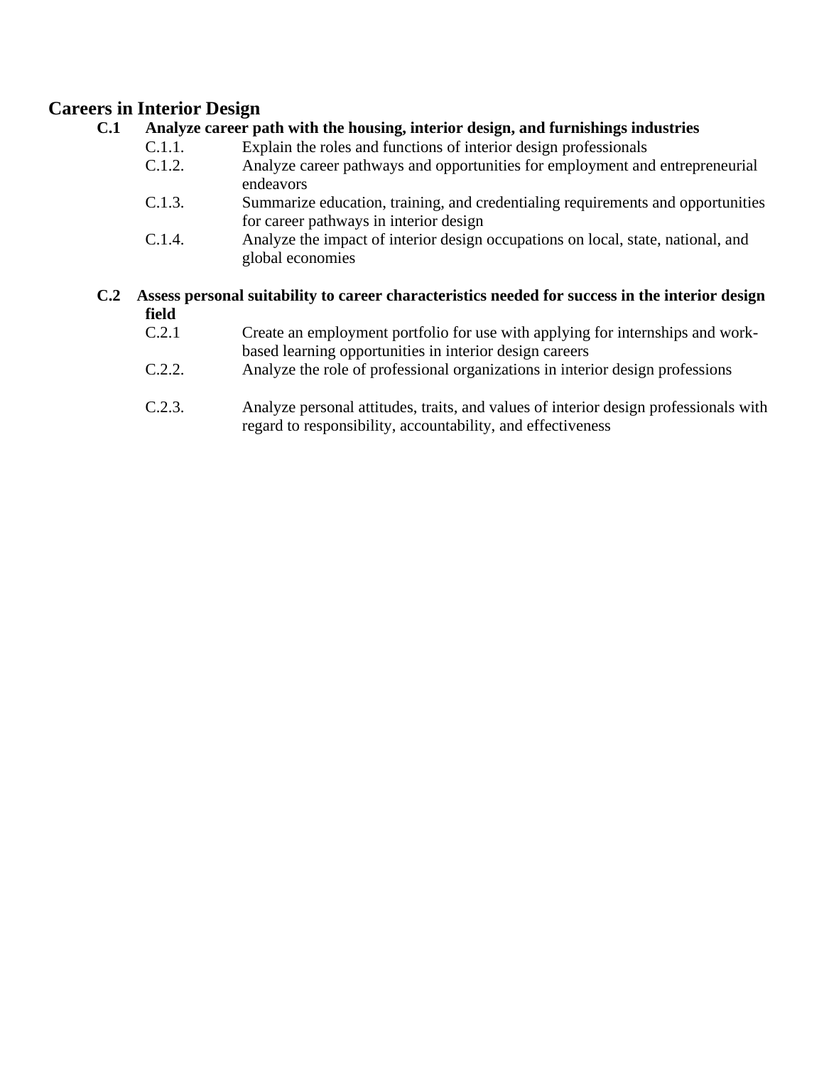## Careers in Interior Design

**C.1 Analyze career path with the housing, interior design, and furnishings industries**

- C.1.1. Explain the roles and functions of interior design professionals
- C.1.2. Analyze career pathways and opportunities for employment and entrepreneurial endeavors
- C.1.3. Summarize education, training, and credentialing requirements and opportunities for career pathways in interior design
- C.1.4. Analyze the impact of interior design occupations on local, state, national, and global economies

**C.2 Assess personal suitability to career characteristics needed for success in the interior design field**

- C.2.1 Create an employment portfolio for use with applying for internships and work-based learning opportunities in interior design careers
- C.2.2. Analyze the role of professional organizations in interior design professions
- C.2.3. Analyze personal attitudes, traits, and values of interior design professionals with regard to responsibility, accountability, and effectiveness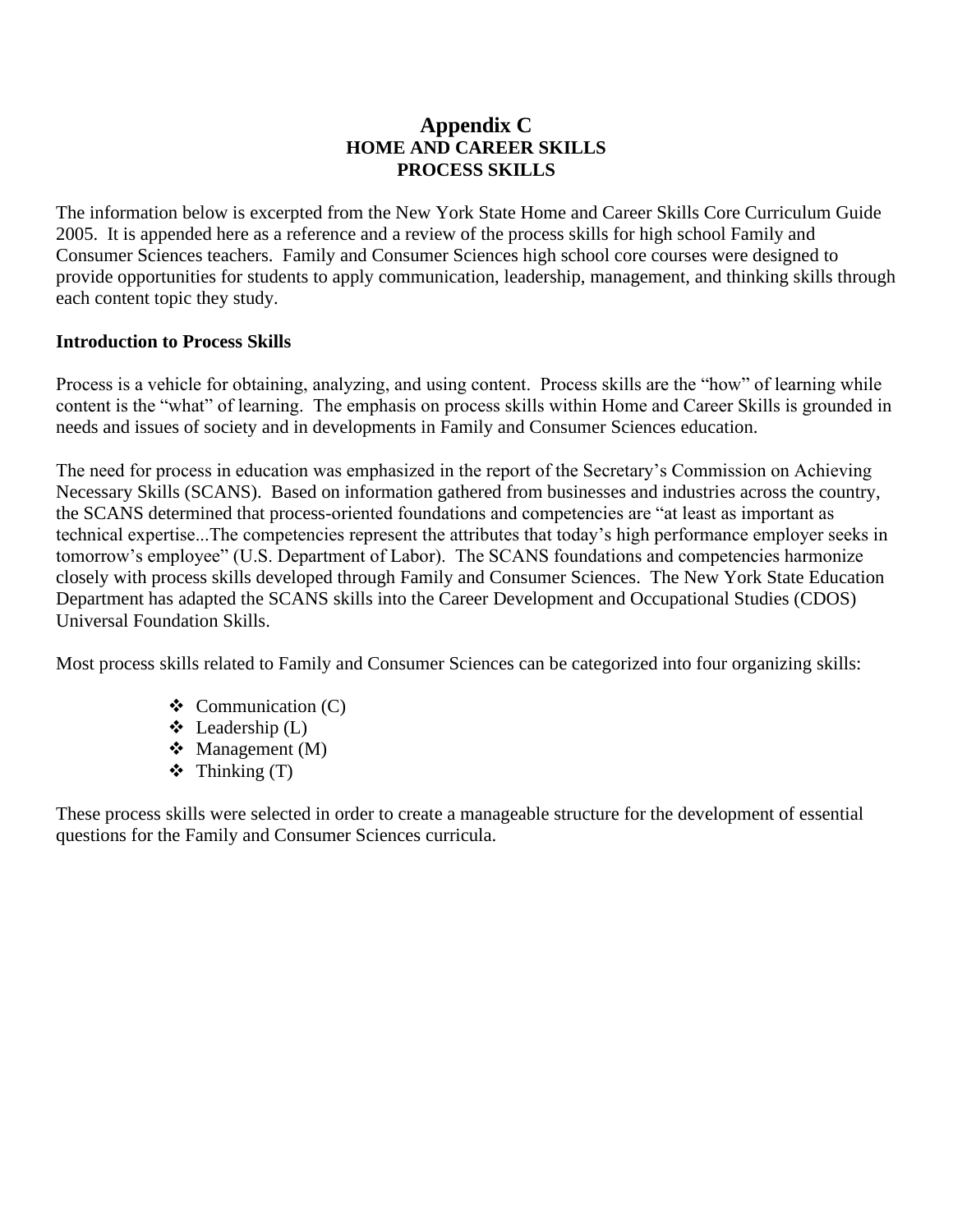# Appendix C
## HOME AND CAREER SKILLS
## PROCESS SKILLS

The information below is excerpted from the New York State Home and Career Skills Core Curriculum Guide 2005. It is appended here as a reference and a review of the process skills for high school Family and Consumer Sciences teachers. Family and Consumer Sciences high school core courses were designed to provide opportunities for students to apply communication, leadership, management, and thinking skills through each content topic they study.

**Introduction to Process Skills**

Process is a vehicle for obtaining, analyzing, and using content. Process skills are the "how" of learning while content is the "what" of learning. The emphasis on process skills within Home and Career Skills is grounded in needs and issues of society and in developments in Family and Consumer Sciences education.

The need for process in education was emphasized in the report of the Secretary's Commission on Achieving Necessary Skills (SCANS). Based on information gathered from businesses and industries across the country, the SCANS determined that process-oriented foundations and competencies are "at least as important as technical expertise...The competencies represent the attributes that today's high performance employer seeks in tomorrow's employee" (U.S. Department of Labor). The SCANS foundations and competencies harmonize closely with process skills developed through Family and Consumer Sciences. The New York State Education Department has adapted the SCANS skills into the Career Development and Occupational Studies (CDOS) Universal Foundation Skills.

Most process skills related to Family and Consumer Sciences can be categorized into four organizing skills:

- Communication (C)
- Leadership (L)
- Management (M)
- Thinking (T)

These process skills were selected in order to create a manageable structure for the development of essential questions for the Family and Consumer Sciences curricula.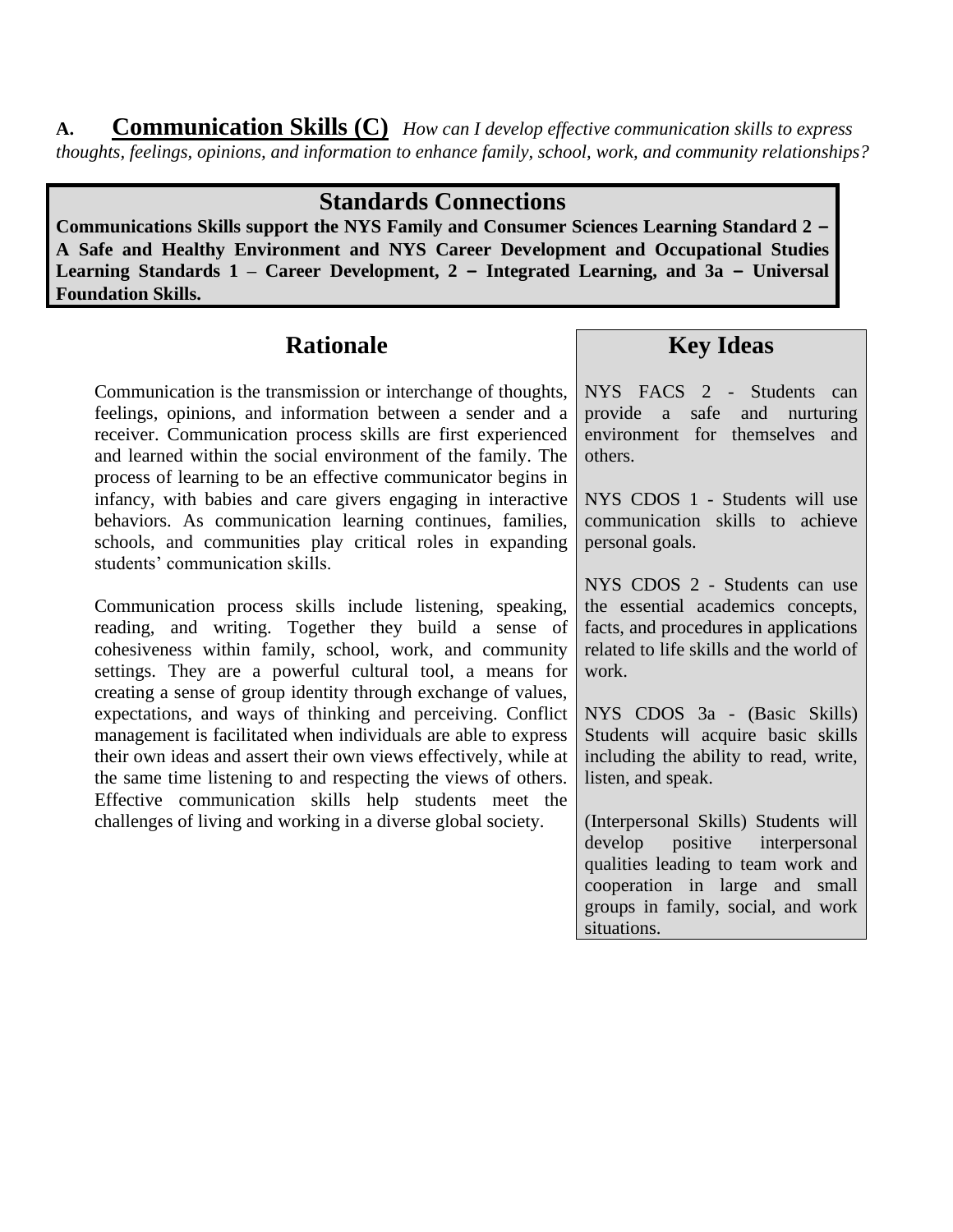## A. Communication Skills (C)

*How can I develop effective communication skills to express thoughts, feelings, opinions, and information to enhance family, school, work, and community relationships?*

### Standards Connections

**Communications Skills support the NYS Family and Consumer Sciences Learning Standard 2 – A Safe and Healthy Environment and NYS Career Development and Occupational Studies Learning Standards 1 – Career Development, 2 – Integrated Learning, and 3a – Universal Foundation Skills.**

### Rationale

Communication is the transmission or interchange of thoughts, feelings, opinions, and information between a sender and a receiver. Communication process skills are first experienced and learned within the social environment of the family. The process of learning to be an effective communicator begins in infancy, with babies and care givers engaging in interactive behaviors. As communication learning continues, families, schools, and communities play critical roles in expanding students' communication skills.

Communication process skills include listening, speaking, reading, and writing. Together they build a sense of cohesiveness within family, school, work, and community settings. They are a powerful cultural tool, a means for creating a sense of group identity through exchange of values, expectations, and ways of thinking and perceiving. Conflict management is facilitated when individuals are able to express their own ideas and assert their own views effectively, while at the same time listening to and respecting the views of others. Effective communication skills help students meet the challenges of living and working in a diverse global society.

### Key Ideas

NYS FACS 2 - Students can provide a safe and nurturing environment for themselves and others.

NYS CDOS 1 - Students will use communication skills to achieve personal goals.

NYS CDOS 2 - Students can use the essential academics concepts, facts, and procedures in applications related to life skills and the world of work.

NYS CDOS 3a - (Basic Skills) Students will acquire basic skills including the ability to read, write, listen, and speak.

(Interpersonal Skills) Students will develop positive interpersonal qualities leading to team work and cooperation in large and small groups in family, social, and work situations.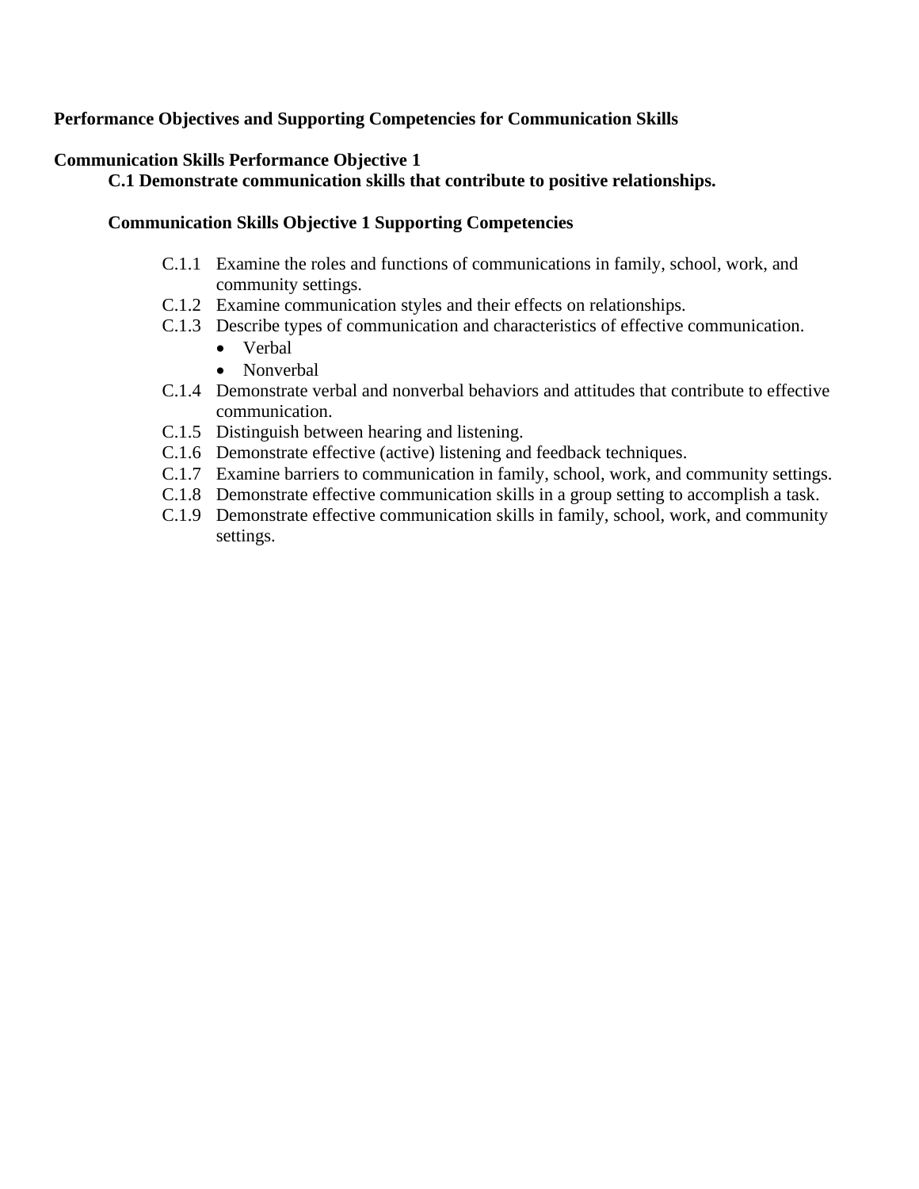**Performance Objectives and Supporting Competencies for Communication Skills**

**Communication Skills Performance Objective 1**

**C.1 Demonstrate communication skills that contribute to positive relationships.**

**Communication Skills Objective 1 Supporting Competencies**

- C.1.1 Examine the roles and functions of communications in family, school, work, and community settings.
- C.1.2 Examine communication styles and their effects on relationships.
- C.1.3 Describe types of communication and characteristics of effective communication.
  - Verbal
  - Nonverbal
- C.1.4 Demonstrate verbal and nonverbal behaviors and attitudes that contribute to effective communication.
- C.1.5 Distinguish between hearing and listening.
- C.1.6 Demonstrate effective (active) listening and feedback techniques.
- C.1.7 Examine barriers to communication in family, school, work, and community settings.
- C.1.8 Demonstrate effective communication skills in a group setting to accomplish a task.
- C.1.9 Demonstrate effective communication skills in family, school, work, and community settings.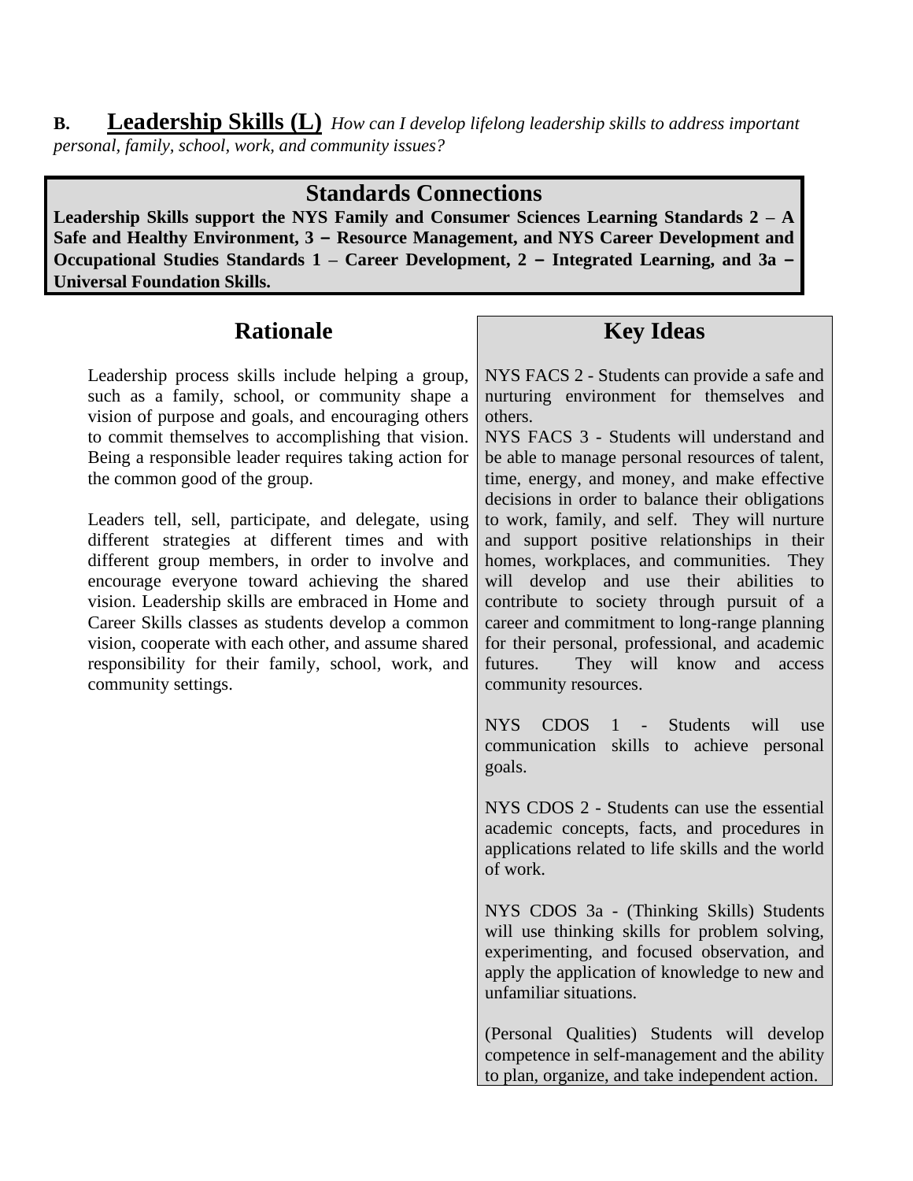## B. Leadership Skills (L) *How can I develop lifelong leadership skills to address important personal, family, school, work, and community issues?*

### Standards Connections

**Leadership Skills support the NYS Family and Consumer Sciences Learning Standards 2 – A Safe and Healthy Environment, 3 – Resource Management, and NYS Career Development and Occupational Studies Standards 1 – Career Development, 2 – Integrated Learning, and 3a – Universal Foundation Skills.**

### Rationale

Leadership process skills include helping a group, such as a family, school, or community shape a vision of purpose and goals, and encouraging others to commit themselves to accomplishing that vision. Being a responsible leader requires taking action for the common good of the group.

Leaders tell, sell, participate, and delegate, using different strategies at different times and with different group members, in order to involve and encourage everyone toward achieving the shared vision. Leadership skills are embraced in Home and Career Skills classes as students develop a common vision, cooperate with each other, and assume shared responsibility for their family, school, work, and community settings.

### Key Ideas

NYS FACS 2 - Students can provide a safe and nurturing environment for themselves and others.

NYS FACS 3 - Students will understand and be able to manage personal resources of talent, time, energy, and money, and make effective decisions in order to balance their obligations to work, family, and self. They will nurture and support positive relationships in their homes, workplaces, and communities. They will develop and use their abilities to contribute to society through pursuit of a career and commitment to long-range planning for their personal, professional, and academic futures. They will know and access community resources.

NYS CDOS 1 - Students will use communication skills to achieve personal goals.

NYS CDOS 2 - Students can use the essential academic concepts, facts, and procedures in applications related to life skills and the world of work.

NYS CDOS 3a - (Thinking Skills) Students will use thinking skills for problem solving, experimenting, and focused observation, and apply the application of knowledge to new and unfamiliar situations.

(Personal Qualities) Students will develop competence in self-management and the ability to plan, organize, and take independent action.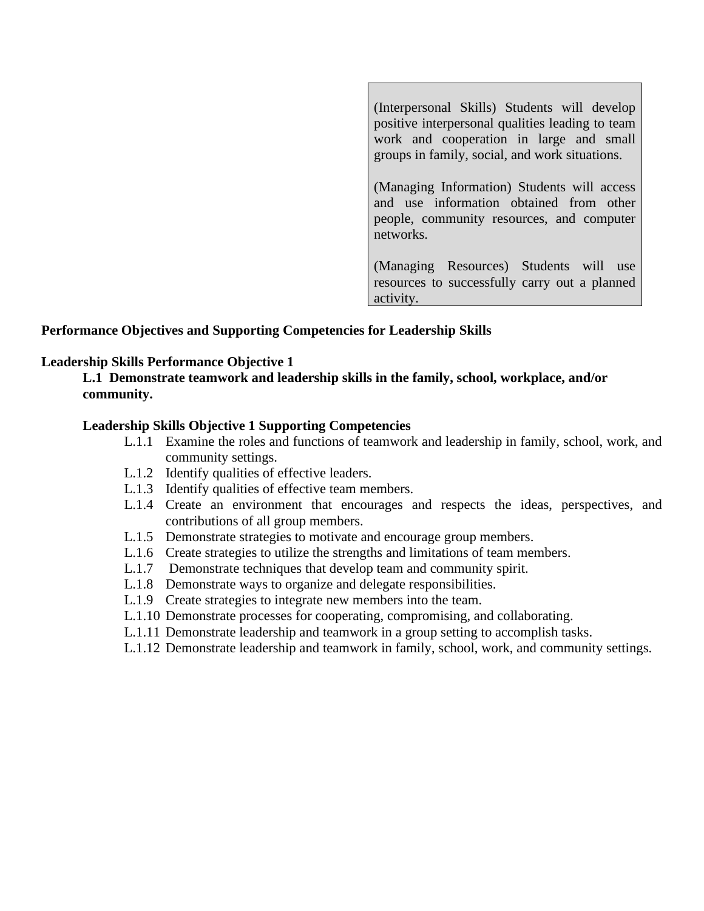(Interpersonal Skills) Students will develop positive interpersonal qualities leading to team work and cooperation in large and small groups in family, social, and work situations.

(Managing Information) Students will access and use information obtained from other people, community resources, and computer networks.

(Managing Resources) Students will use resources to successfully carry out a planned activity.

**Performance Objectives and Supporting Competencies for Leadership Skills**

**Leadership Skills Performance Objective 1**

**L.1 Demonstrate teamwork and leadership skills in the family, school, workplace, and/or community.**

**Leadership Skills Objective 1 Supporting Competencies**

- L.1.1 Examine the roles and functions of teamwork and leadership in family, school, work, and community settings.
- L.1.2 Identify qualities of effective leaders.
- L.1.3 Identify qualities of effective team members.
- L.1.4 Create an environment that encourages and respects the ideas, perspectives, and contributions of all group members.
- L.1.5 Demonstrate strategies to motivate and encourage group members.
- L.1.6 Create strategies to utilize the strengths and limitations of team members.
- L.1.7 Demonstrate techniques that develop team and community spirit.
- L.1.8 Demonstrate ways to organize and delegate responsibilities.
- L.1.9 Create strategies to integrate new members into the team.
- L.1.10 Demonstrate processes for cooperating, compromising, and collaborating.
- L.1.11 Demonstrate leadership and teamwork in a group setting to accomplish tasks.
- L.1.12 Demonstrate leadership and teamwork in family, school, work, and community settings.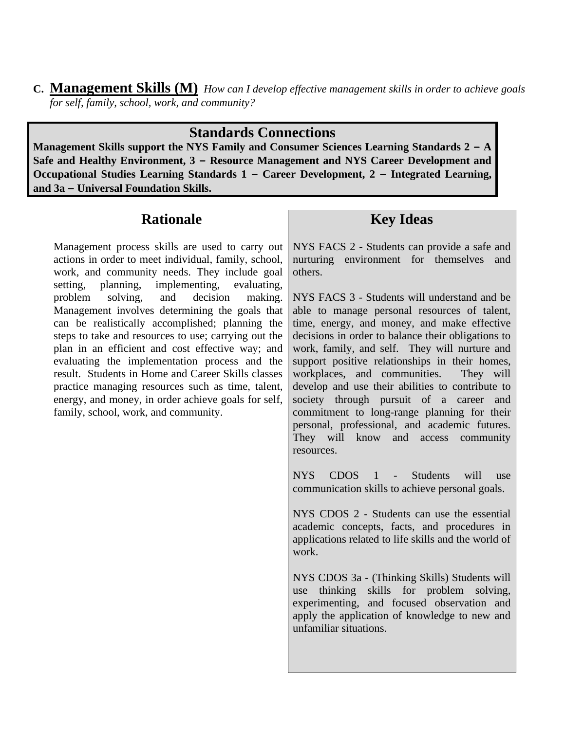## C. Management Skills (M) *How can I develop effective management skills in order to achieve goals for self, family, school, work, and community?*

### Standards Connections

**Management Skills support the NYS Family and Consumer Sciences Learning Standards 2 – A Safe and Healthy Environment, 3 – Resource Management and NYS Career Development and Occupational Studies Learning Standards 1 – Career Development, 2 – Integrated Learning, and 3a – Universal Foundation Skills.**

### Rationale

Management process skills are used to carry out actions in order to meet individual, family, school, work, and community needs. They include goal setting, planning, implementing, evaluating, problem solving, and decision making. Management involves determining the goals that can be realistically accomplished; planning the steps to take and resources to use; carrying out the plan in an efficient and cost effective way; and evaluating the implementation process and the result. Students in Home and Career Skills classes practice managing resources such as time, talent, energy, and money, in order achieve goals for self, family, school, work, and community.

### Key Ideas

NYS FACS 2 - Students can provide a safe and nurturing environment for themselves and others.

NYS FACS 3 - Students will understand and be able to manage personal resources of talent, time, energy, and money, and make effective decisions in order to balance their obligations to work, family, and self. They will nurture and support positive relationships in their homes, workplaces, and communities. They will develop and use their abilities to contribute to society through pursuit of a career and commitment to long-range planning for their personal, professional, and academic futures. They will know and access community resources.

NYS CDOS 1 - Students will use communication skills to achieve personal goals.

NYS CDOS 2 - Students can use the essential academic concepts, facts, and procedures in applications related to life skills and the world of work.

NYS CDOS 3a - (Thinking Skills) Students will use thinking skills for problem solving, experimenting, and focused observation and apply the application of knowledge to new and unfamiliar situations.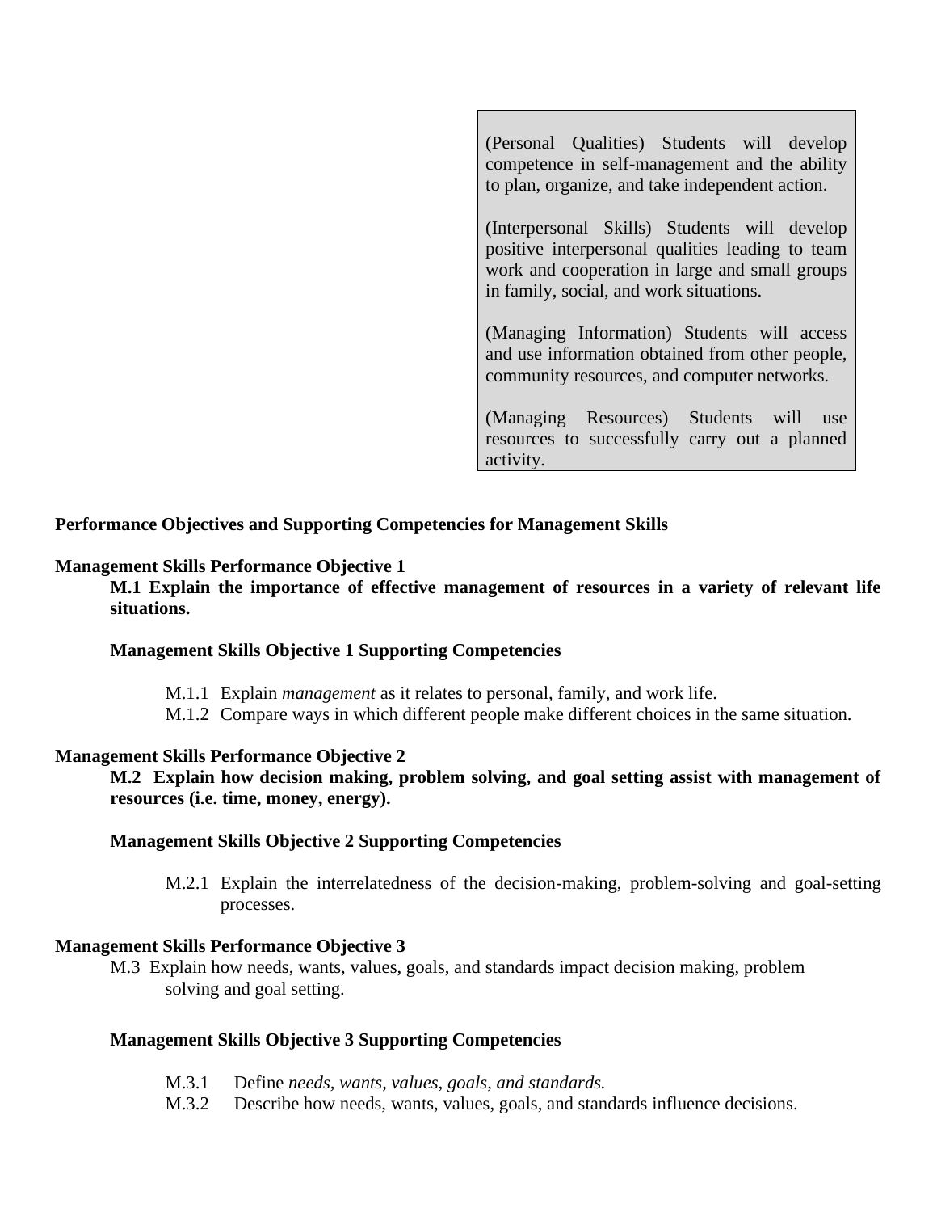(Personal Qualities) Students will develop competence in self-management and the ability to plan, organize, and take independent action.

(Interpersonal Skills) Students will develop positive interpersonal qualities leading to team work and cooperation in large and small groups in family, social, and work situations.

(Managing Information) Students will access and use information obtained from other people, community resources, and computer networks.

(Managing Resources) Students will use resources to successfully carry out a planned activity.

**Performance Objectives and Supporting Competencies for Management Skills**

**Management Skills Performance Objective 1**

**M.1 Explain the importance of effective management of resources in a variety of relevant life situations.**

**Management Skills Objective 1 Supporting Competencies**

- M.1.1 Explain *management* as it relates to personal, family, and work life.
- M.1.2 Compare ways in which different people make different choices in the same situation.

**Management Skills Performance Objective 2**

**M.2 Explain how decision making, problem solving, and goal setting assist with management of resources (i.e. time, money, energy).**

**Management Skills Objective 2 Supporting Competencies**

- M.2.1 Explain the interrelatedness of the decision-making, problem-solving and goal-setting processes.

**Management Skills Performance Objective 3**

M.3 Explain how needs, wants, values, goals, and standards impact decision making, problem solving and goal setting.

**Management Skills Objective 3 Supporting Competencies**

- M.3.1 Define *needs, wants, values, goals, and standards.*
- M.3.2 Describe how needs, wants, values, goals, and standards influence decisions.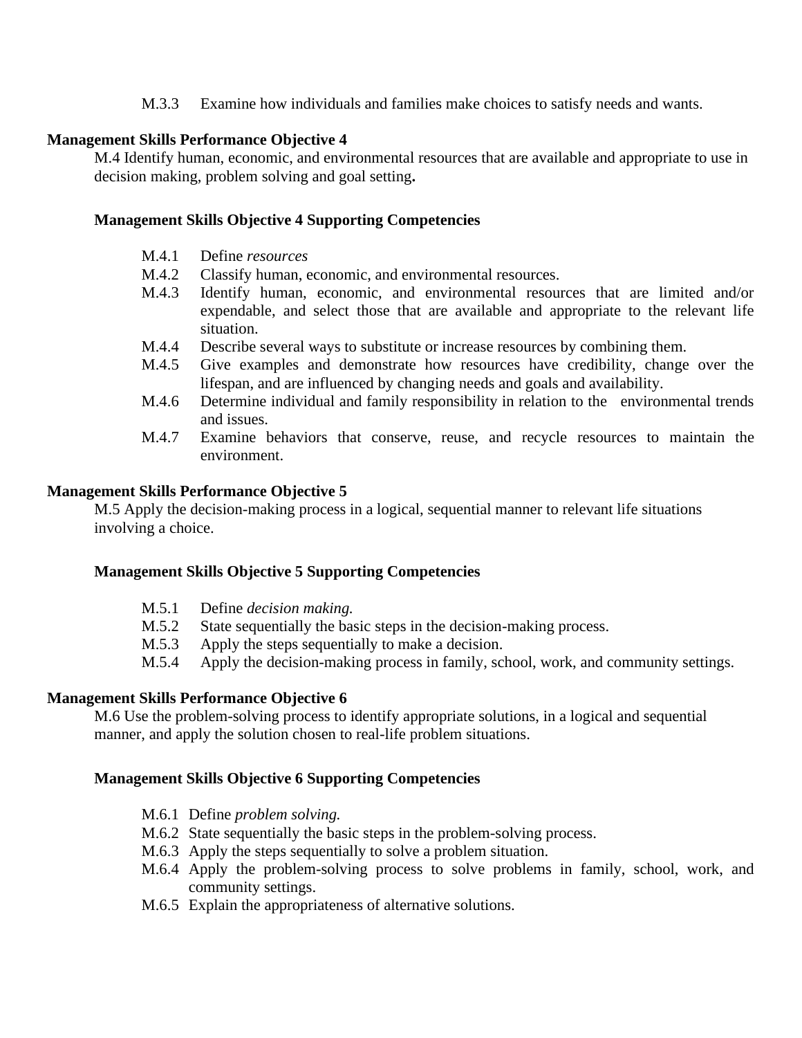M.3.3 Examine how individuals and families make choices to satisfy needs and wants.

**Management Skills Performance Objective 4**

M.4 Identify human, economic, and environmental resources that are available and appropriate to use in decision making, problem solving and goal setting**.**

**Management Skills Objective 4 Supporting Competencies**

- M.4.1 Define *resources*
- M.4.2 Classify human, economic, and environmental resources.
- M.4.3 Identify human, economic, and environmental resources that are limited and/or expendable, and select those that are available and appropriate to the relevant life situation.
- M.4.4 Describe several ways to substitute or increase resources by combining them.
- M.4.5 Give examples and demonstrate how resources have credibility, change over the lifespan, and are influenced by changing needs and goals and availability.
- M.4.6 Determine individual and family responsibility in relation to the environmental trends and issues.
- M.4.7 Examine behaviors that conserve, reuse, and recycle resources to maintain the environment.

**Management Skills Performance Objective 5**

M.5 Apply the decision-making process in a logical, sequential manner to relevant life situations involving a choice.

**Management Skills Objective 5 Supporting Competencies**

- M.5.1 Define *decision making.*
- M.5.2 State sequentially the basic steps in the decision-making process.
- M.5.3 Apply the steps sequentially to make a decision.
- M.5.4 Apply the decision-making process in family, school, work, and community settings.

**Management Skills Performance Objective 6**

M.6 Use the problem-solving process to identify appropriate solutions, in a logical and sequential manner, and apply the solution chosen to real-life problem situations.

**Management Skills Objective 6 Supporting Competencies**

- M.6.1 Define *problem solving.*
- M.6.2 State sequentially the basic steps in the problem-solving process.
- M.6.3 Apply the steps sequentially to solve a problem situation.
- M.6.4 Apply the problem-solving process to solve problems in family, school, work, and community settings.
- M.6.5 Explain the appropriateness of alternative solutions.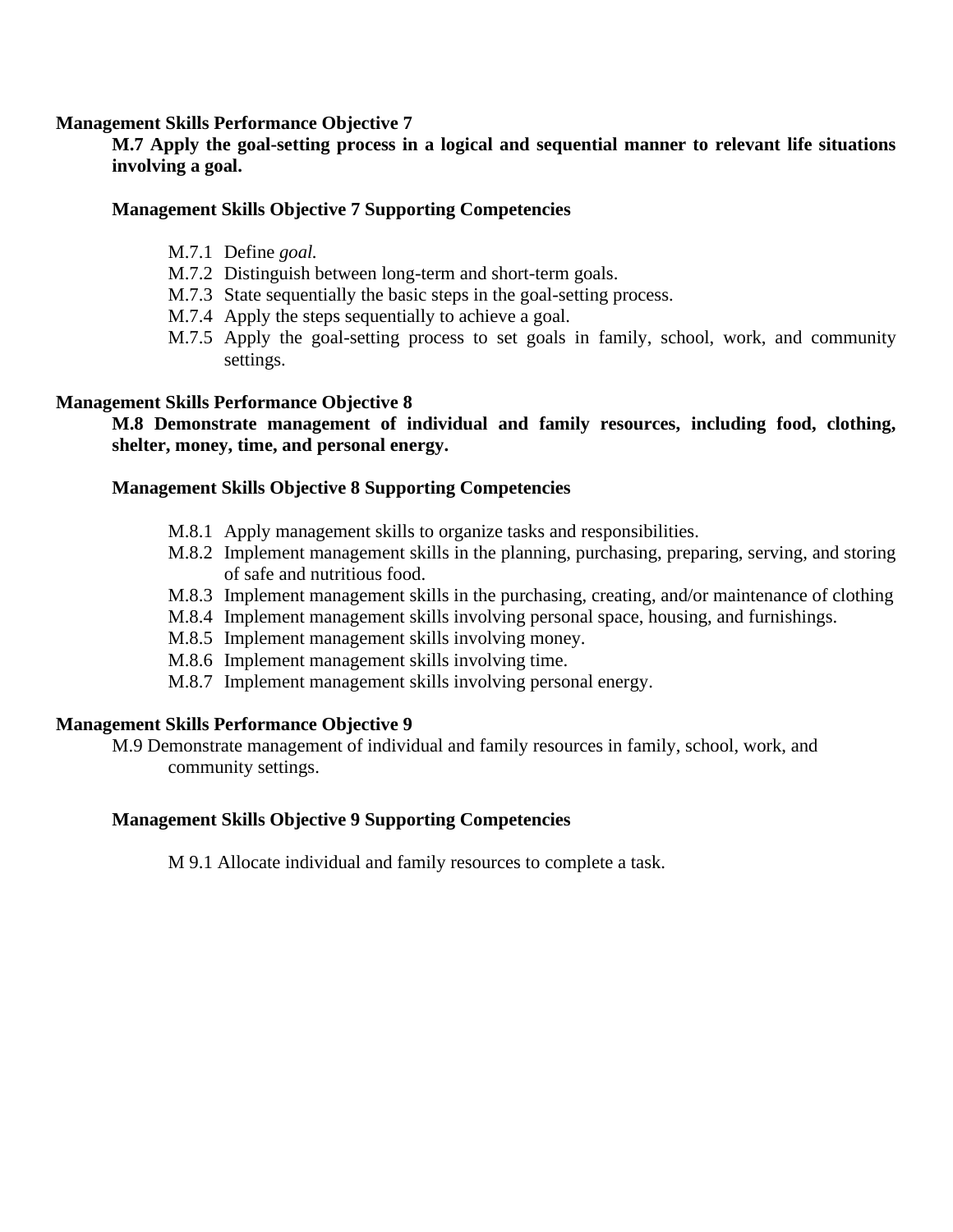**Management Skills Performance Objective 7**

**M.7 Apply the goal-setting process in a logical and sequential manner to relevant life situations involving a goal.**

**Management Skills Objective 7 Supporting Competencies**

- M.7.1 Define *goal.*
- M.7.2 Distinguish between long-term and short-term goals.
- M.7.3 State sequentially the basic steps in the goal-setting process.
- M.7.4 Apply the steps sequentially to achieve a goal.
- M.7.5 Apply the goal-setting process to set goals in family, school, work, and community settings.

**Management Skills Performance Objective 8**

**M.8 Demonstrate management of individual and family resources, including food, clothing, shelter, money, time, and personal energy.**

**Management Skills Objective 8 Supporting Competencies**

- M.8.1 Apply management skills to organize tasks and responsibilities.
- M.8.2 Implement management skills in the planning, purchasing, preparing, serving, and storing of safe and nutritious food.
- M.8.3 Implement management skills in the purchasing, creating, and/or maintenance of clothing
- M.8.4 Implement management skills involving personal space, housing, and furnishings.
- M.8.5 Implement management skills involving money.
- M.8.6 Implement management skills involving time.
- M.8.7 Implement management skills involving personal energy.

**Management Skills Performance Objective 9**

M.9 Demonstrate management of individual and family resources in family, school, work, and community settings.

**Management Skills Objective 9 Supporting Competencies**

- M 9.1 Allocate individual and family resources to complete a task.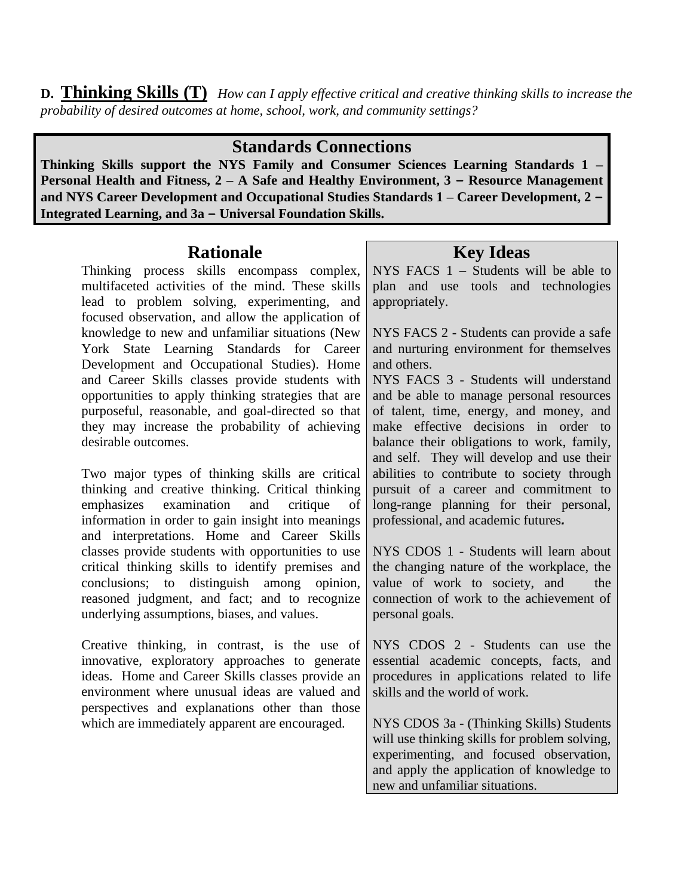## D. Thinking Skills (T) *How can I apply effective critical and creative thinking skills to increase the probability of desired outcomes at home, school, work, and community settings?*

### Standards Connections

**Thinking Skills support the NYS Family and Consumer Sciences Learning Standards 1 – Personal Health and Fitness, 2 – A Safe and Healthy Environment, 3 – Resource Management and NYS Career Development and Occupational Studies Standards 1 – Career Development, 2 – Integrated Learning, and 3a – Universal Foundation Skills.**

### Rationale

Thinking process skills encompass complex, multifaceted activities of the mind. These skills lead to problem solving, experimenting, and focused observation, and allow the application of knowledge to new and unfamiliar situations (New York State Learning Standards for Career Development and Occupational Studies). Home and Career Skills classes provide students with opportunities to apply thinking strategies that are purposeful, reasonable, and goal-directed so that they may increase the probability of achieving desirable outcomes.

Two major types of thinking skills are critical thinking and creative thinking. Critical thinking emphasizes examination and critique of information in order to gain insight into meanings and interpretations. Home and Career Skills classes provide students with opportunities to use critical thinking skills to identify premises and conclusions; to distinguish among opinion, reasoned judgment, and fact; and to recognize underlying assumptions, biases, and values.

Creative thinking, in contrast, is the use of innovative, exploratory approaches to generate ideas. Home and Career Skills classes provide an environment where unusual ideas are valued and perspectives and explanations other than those which are immediately apparent are encouraged.

### Key Ideas

NYS FACS 1 – Students will be able to plan and use tools and technologies appropriately.

NYS FACS 2 - Students can provide a safe and nurturing environment for themselves and others.

NYS FACS 3 - Students will understand and be able to manage personal resources of talent, time, energy, and money, and make effective decisions in order to balance their obligations to work, family, and self. They will develop and use their abilities to contribute to society through pursuit of a career and commitment to long-range planning for their personal, professional, and academic futures.

NYS CDOS 1 - Students will learn about the changing nature of the workplace, the value of work to society, and the connection of work to the achievement of personal goals.

NYS CDOS 2 - Students can use the essential academic concepts, facts, and procedures in applications related to life skills and the world of work.

NYS CDOS 3a - (Thinking Skills) Students will use thinking skills for problem solving, experimenting, and focused observation, and apply the application of knowledge to new and unfamiliar situations.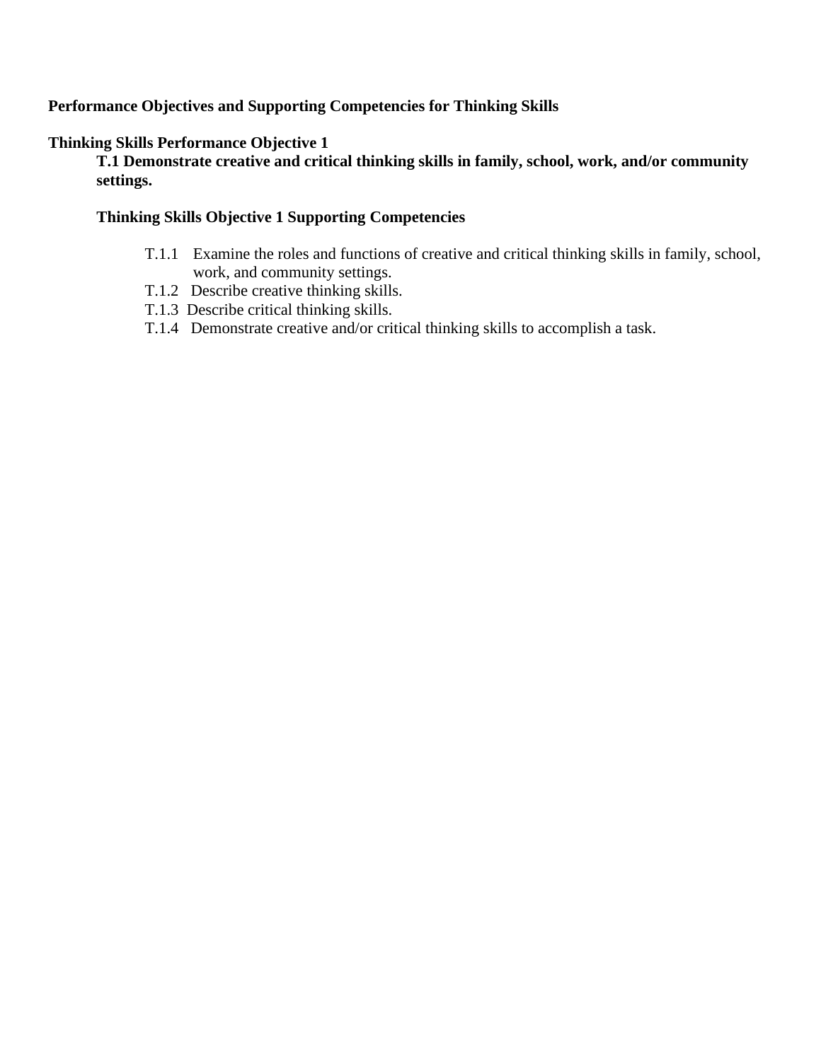**Performance Objectives and Supporting Competencies for Thinking Skills**

**Thinking Skills Performance Objective 1**

**T.1 Demonstrate creative and critical thinking skills in family, school, work, and/or community settings.**

**Thinking Skills Objective 1 Supporting Competencies**

- T.1.1 Examine the roles and functions of creative and critical thinking skills in family, school, work, and community settings.
- T.1.2 Describe creative thinking skills.
- T.1.3 Describe critical thinking skills.
- T.1.4 Demonstrate creative and/or critical thinking skills to accomplish a task.